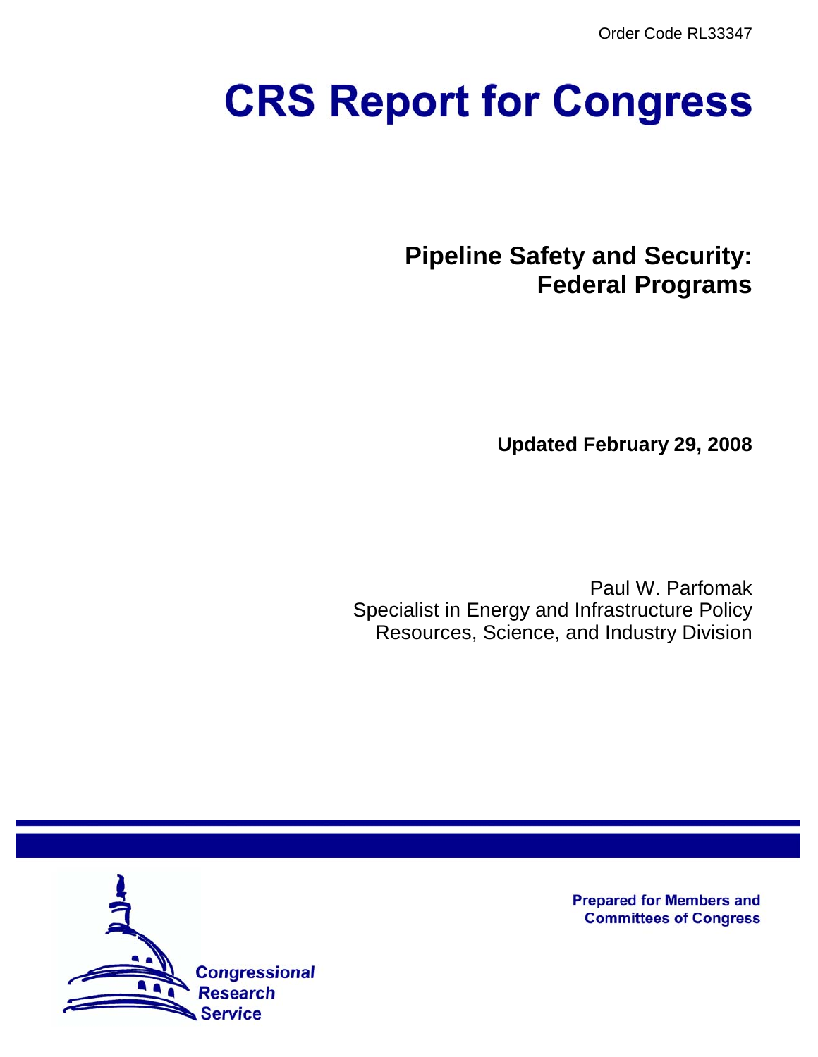Order Code RL33347

# CRS Report for Congress

## Pipeline Safety and Security: Federal Programs

**Updated February 29, 2008**

Paul W. Parfomak
Specialist in Energy and Infrastructure Policy
Resources, Science, and Industry Division

Congressional Research Service

**Prepared for Members and Committees of Congress**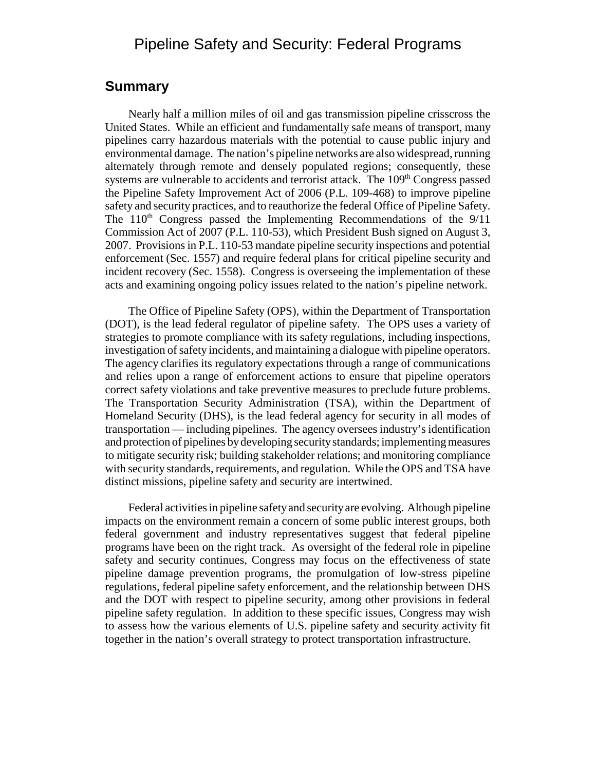# Pipeline Safety and Security: Federal Programs

## Summary

Nearly half a million miles of oil and gas transmission pipeline crisscross the United States. While an efficient and fundamentally safe means of transport, many pipelines carry hazardous materials with the potential to cause public injury and environmental damage. The nation's pipeline networks are also widespread, running alternately through remote and densely populated regions; consequently, these systems are vulnerable to accidents and terrorist attack. The 109th Congress passed the Pipeline Safety Improvement Act of 2006 (P.L. 109-468) to improve pipeline safety and security practices, and to reauthorize the federal Office of Pipeline Safety. The 110th Congress passed the Implementing Recommendations of the 9/11 Commission Act of 2007 (P.L. 110-53), which President Bush signed on August 3, 2007. Provisions in P.L. 110-53 mandate pipeline security inspections and potential enforcement (Sec. 1557) and require federal plans for critical pipeline security and incident recovery (Sec. 1558). Congress is overseeing the implementation of these acts and examining ongoing policy issues related to the nation's pipeline network.

The Office of Pipeline Safety (OPS), within the Department of Transportation (DOT), is the lead federal regulator of pipeline safety. The OPS uses a variety of strategies to promote compliance with its safety regulations, including inspections, investigation of safety incidents, and maintaining a dialogue with pipeline operators. The agency clarifies its regulatory expectations through a range of communications and relies upon a range of enforcement actions to ensure that pipeline operators correct safety violations and take preventive measures to preclude future problems. The Transportation Security Administration (TSA), within the Department of Homeland Security (DHS), is the lead federal agency for security in all modes of transportation — including pipelines. The agency oversees industry's identification and protection of pipelines by developing security standards; implementing measures to mitigate security risk; building stakeholder relations; and monitoring compliance with security standards, requirements, and regulation. While the OPS and TSA have distinct missions, pipeline safety and security are intertwined.

Federal activities in pipeline safety and security are evolving. Although pipeline impacts on the environment remain a concern of some public interest groups, both federal government and industry representatives suggest that federal pipeline programs have been on the right track. As oversight of the federal role in pipeline safety and security continues, Congress may focus on the effectiveness of state pipeline damage prevention programs, the promulgation of low-stress pipeline regulations, federal pipeline safety enforcement, and the relationship between DHS and the DOT with respect to pipeline security, among other provisions in federal pipeline safety regulation. In addition to these specific issues, Congress may wish to assess how the various elements of U.S. pipeline safety and security activity fit together in the nation's overall strategy to protect transportation infrastructure.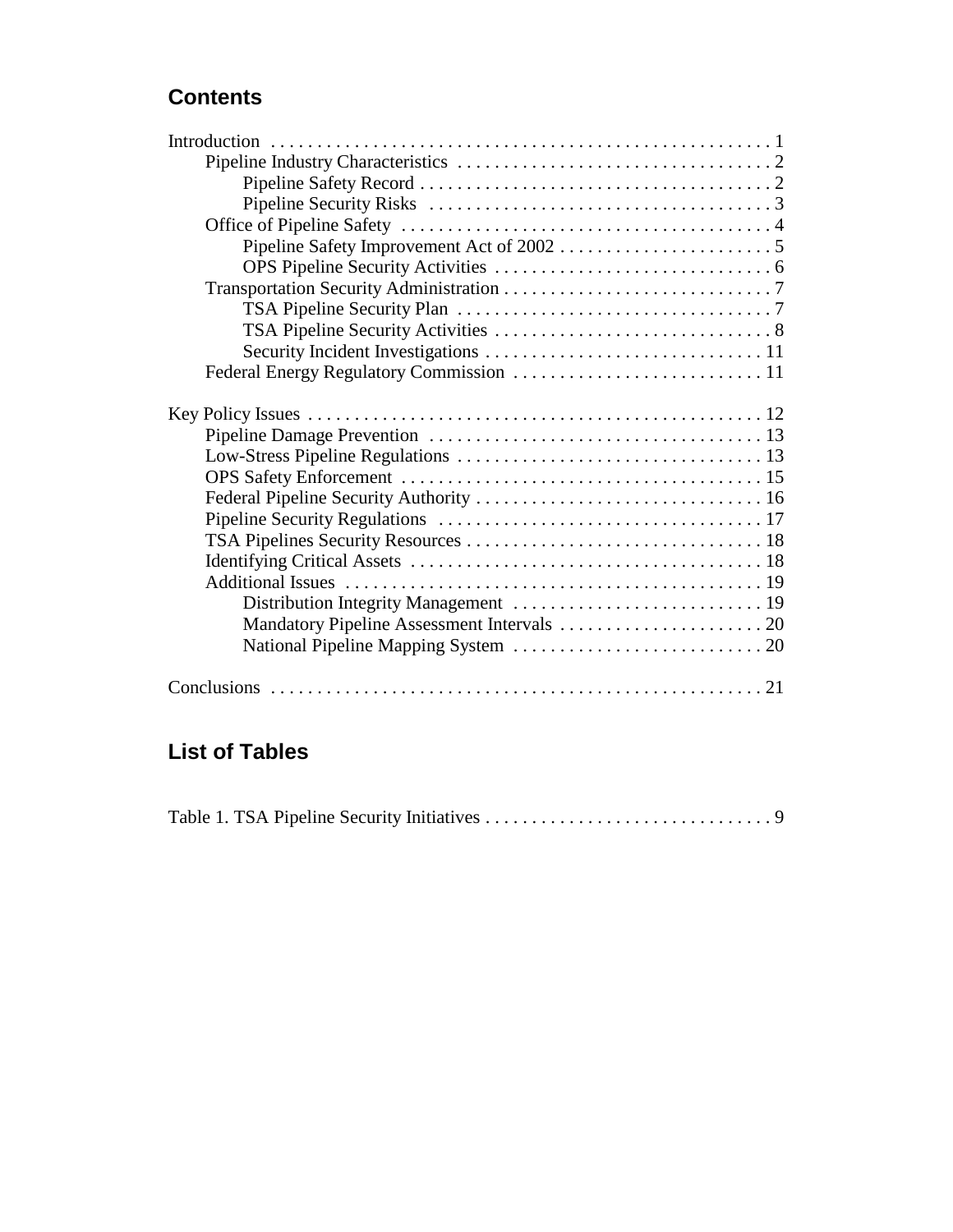## Contents

Introduction . . . . . . . . . . . . . . . . . . . . . . . . . . . . . . . . . . . . . . . . . . . . . . . . . . . . . 1
- Pipeline Industry Characteristics . . . . . . . . . . . . . . . . . . . . . . . . . . . . . . . . . . 2
  - Pipeline Safety Record . . . . . . . . . . . . . . . . . . . . . . . . . . . . . . . . . . . . . . 2
  - Pipeline Security Risks . . . . . . . . . . . . . . . . . . . . . . . . . . . . . . . . . . . . . 3
- Office of Pipeline Safety . . . . . . . . . . . . . . . . . . . . . . . . . . . . . . . . . . . . . . . . 4
  - Pipeline Safety Improvement Act of 2002 . . . . . . . . . . . . . . . . . . . . . . . . 5
  - OPS Pipeline Security Activities . . . . . . . . . . . . . . . . . . . . . . . . . . . . . . 6
- Transportation Security Administration . . . . . . . . . . . . . . . . . . . . . . . . . . . . . 7
  - TSA Pipeline Security Plan . . . . . . . . . . . . . . . . . . . . . . . . . . . . . . . . . . 7
  - TSA Pipeline Security Activities . . . . . . . . . . . . . . . . . . . . . . . . . . . . . . 8
  - Security Incident Investigations . . . . . . . . . . . . . . . . . . . . . . . . . . . . . . 11
- Federal Energy Regulatory Commission . . . . . . . . . . . . . . . . . . . . . . . . . . . 11

Key Policy Issues . . . . . . . . . . . . . . . . . . . . . . . . . . . . . . . . . . . . . . . . . . . . . . . . . 12
- Pipeline Damage Prevention . . . . . . . . . . . . . . . . . . . . . . . . . . . . . . . . . . . . 13
- Low-Stress Pipeline Regulations . . . . . . . . . . . . . . . . . . . . . . . . . . . . . . . . . 13
- OPS Safety Enforcement . . . . . . . . . . . . . . . . . . . . . . . . . . . . . . . . . . . . . . . 15
- Federal Pipeline Security Authority . . . . . . . . . . . . . . . . . . . . . . . . . . . . . . . 16
- Pipeline Security Regulations . . . . . . . . . . . . . . . . . . . . . . . . . . . . . . . . . . . 17
- TSA Pipelines Security Resources . . . . . . . . . . . . . . . . . . . . . . . . . . . . . . . . 18
- Identifying Critical Assets . . . . . . . . . . . . . . . . . . . . . . . . . . . . . . . . . . . . . . 18
- Additional Issues . . . . . . . . . . . . . . . . . . . . . . . . . . . . . . . . . . . . . . . . . . . . 19
  - Distribution Integrity Management . . . . . . . . . . . . . . . . . . . . . . . . . . . 19
  - Mandatory Pipeline Assessment Intervals . . . . . . . . . . . . . . . . . . . . . . 20
  - National Pipeline Mapping System . . . . . . . . . . . . . . . . . . . . . . . . . . . 20

Conclusions . . . . . . . . . . . . . . . . . . . . . . . . . . . . . . . . . . . . . . . . . . . . . . . . . . . . . 21

## List of Tables

Table 1. TSA Pipeline Security Initiatives . . . . . . . . . . . . . . . . . . . . . . . . . . . . . . . 9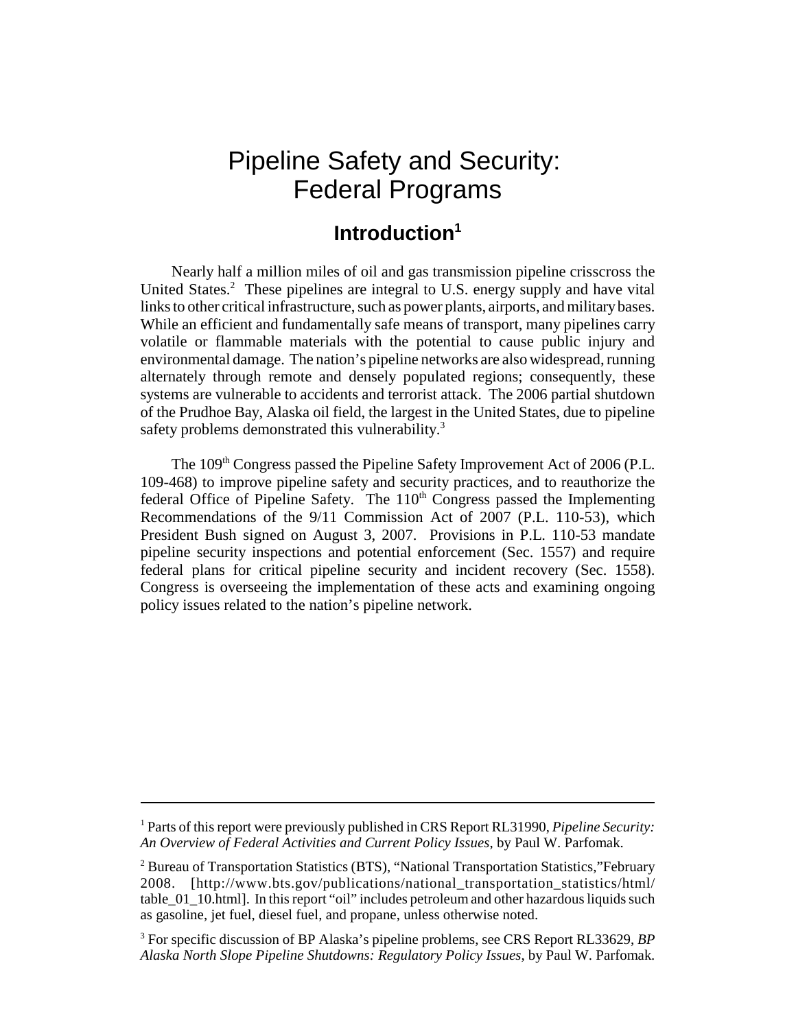# Pipeline Safety and Security: Federal Programs

## Introduction[1]

Nearly half a million miles of oil and gas transmission pipeline crisscross the United States.[2] These pipelines are integral to U.S. energy supply and have vital links to other critical infrastructure, such as power plants, airports, and military bases. While an efficient and fundamentally safe means of transport, many pipelines carry volatile or flammable materials with the potential to cause public injury and environmental damage. The nation's pipeline networks are also widespread, running alternately through remote and densely populated regions; consequently, these systems are vulnerable to accidents and terrorist attack. The 2006 partial shutdown of the Prudhoe Bay, Alaska oil field, the largest in the United States, due to pipeline safety problems demonstrated this vulnerability.[3]

The 109th Congress passed the Pipeline Safety Improvement Act of 2006 (P.L. 109-468) to improve pipeline safety and security practices, and to reauthorize the federal Office of Pipeline Safety. The 110th Congress passed the Implementing Recommendations of the 9/11 Commission Act of 2007 (P.L. 110-53), which President Bush signed on August 3, 2007. Provisions in P.L. 110-53 mandate pipeline security inspections and potential enforcement (Sec. 1557) and require federal plans for critical pipeline security and incident recovery (Sec. 1558). Congress is overseeing the implementation of these acts and examining ongoing policy issues related to the nation's pipeline network.

---

[1] Parts of this report were previously published in CRS Report RL31990, *Pipeline Security: An Overview of Federal Activities and Current Policy Issues*, by Paul W. Parfomak.

[2] Bureau of Transportation Statistics (BTS), "National Transportation Statistics,"February 2008. [http://www.bts.gov/publications/national_transportation_statistics/html/table_01_10.html]. In this report "oil" includes petroleum and other hazardous liquids such as gasoline, jet fuel, diesel fuel, and propane, unless otherwise noted.

[3] For specific discussion of BP Alaska's pipeline problems, see CRS Report RL33629, *BP Alaska North Slope Pipeline Shutdowns: Regulatory Policy Issues*, by Paul W. Parfomak.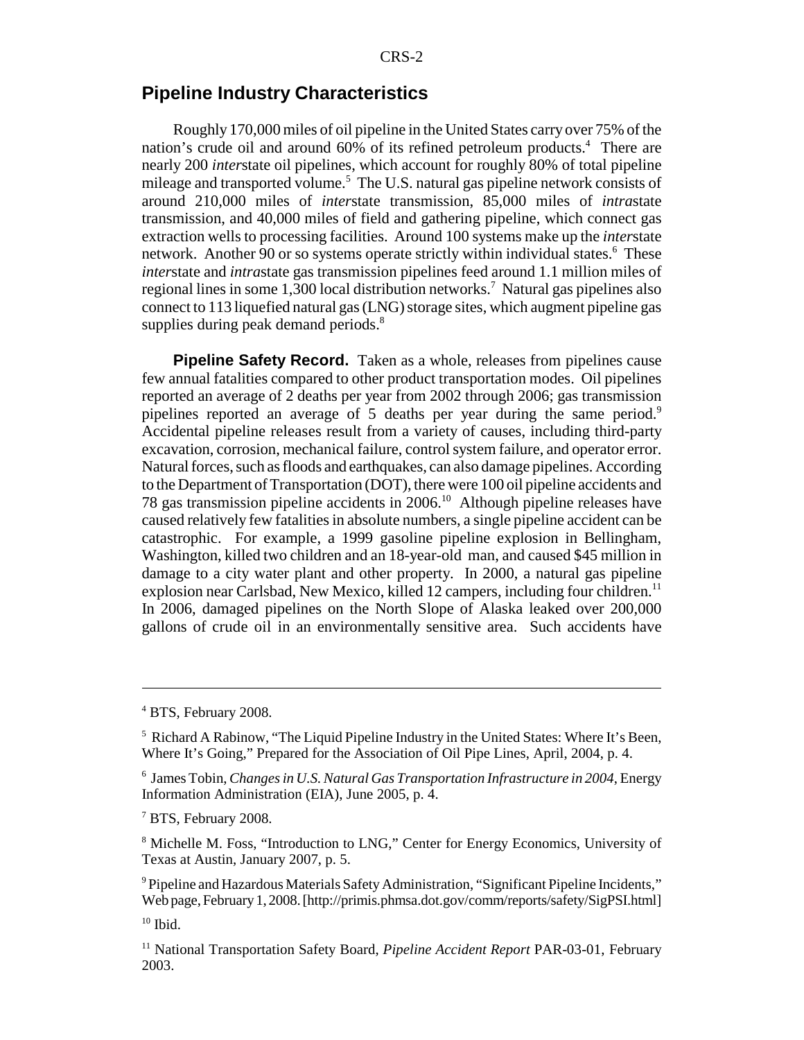## Pipeline Industry Characteristics

Roughly 170,000 miles of oil pipeline in the United States carry over 75% of the nation's crude oil and around 60% of its refined petroleum products.[4] There are nearly 200 *inter*state oil pipelines, which account for roughly 80% of total pipeline mileage and transported volume.[5] The U.S. natural gas pipeline network consists of around 210,000 miles of *inter*state transmission, 85,000 miles of *intra*state transmission, and 40,000 miles of field and gathering pipeline, which connect gas extraction wells to processing facilities. Around 100 systems make up the *inter*state network. Another 90 or so systems operate strictly within individual states.[6] These *inter*state and *intra*state gas transmission pipelines feed around 1.1 million miles of regional lines in some 1,300 local distribution networks.[7] Natural gas pipelines also connect to 113 liquefied natural gas (LNG) storage sites, which augment pipeline gas supplies during peak demand periods.[8]

**Pipeline Safety Record.** Taken as a whole, releases from pipelines cause few annual fatalities compared to other product transportation modes. Oil pipelines reported an average of 2 deaths per year from 2002 through 2006; gas transmission pipelines reported an average of 5 deaths per year during the same period.[9] Accidental pipeline releases result from a variety of causes, including third-party excavation, corrosion, mechanical failure, control system failure, and operator error. Natural forces, such as floods and earthquakes, can also damage pipelines. According to the Department of Transportation (DOT), there were 100 oil pipeline accidents and 78 gas transmission pipeline accidents in 2006.[10] Although pipeline releases have caused relatively few fatalities in absolute numbers, a single pipeline accident can be catastrophic. For example, a 1999 gasoline pipeline explosion in Bellingham, Washington, killed two children and an 18-year-old man, and caused $45 million in damage to a city water plant and other property. In 2000, a natural gas pipeline explosion near Carlsbad, New Mexico, killed 12 campers, including four children.[11] In 2006, damaged pipelines on the North Slope of Alaska leaked over 200,000 gallons of crude oil in an environmentally sensitive area. Such accidents have

---

[4] BTS, February 2008.

[5] Richard A Rabinow, "The Liquid Pipeline Industry in the United States: Where It's Been, Where It's Going," Prepared for the Association of Oil Pipe Lines, April, 2004, p. 4.

[6] James Tobin, *Changes in U.S. Natural Gas Transportation Infrastructure in 2004*, Energy Information Administration (EIA), June 2005, p. 4.

[7] BTS, February 2008.

[8] Michelle M. Foss, "Introduction to LNG," Center for Energy Economics, University of Texas at Austin, January 2007, p. 5.

[9] Pipeline and Hazardous Materials Safety Administration, "Significant Pipeline Incidents," Web page, February 1, 2008. [http://primis.phmsa.dot.gov/comm/reports/safety/SigPSI.html]

[10] Ibid.

[11] National Transportation Safety Board, *Pipeline Accident Report* PAR-03-01, February 2003.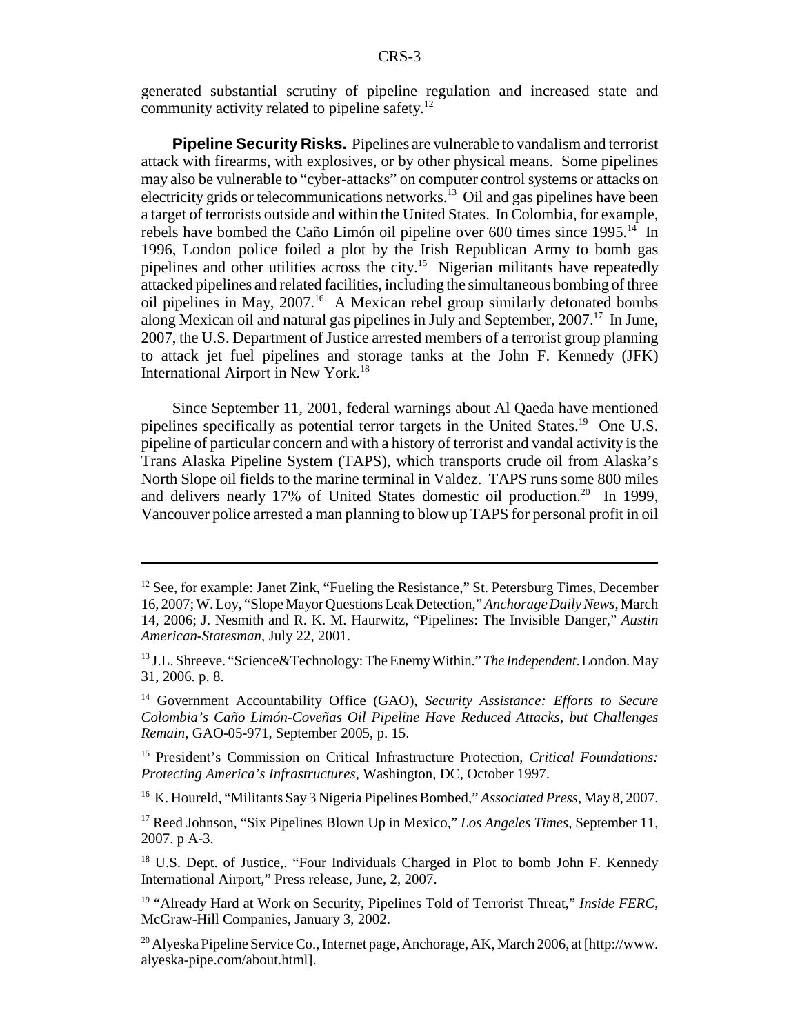generated substantial scrutiny of pipeline regulation and increased state and community activity related to pipeline safety.[12]

**Pipeline Security Risks.** Pipelines are vulnerable to vandalism and terrorist attack with firearms, with explosives, or by other physical means. Some pipelines may also be vulnerable to "cyber-attacks" on computer control systems or attacks on electricity grids or telecommunications networks.[13] Oil and gas pipelines have been a target of terrorists outside and within the United States. In Colombia, for example, rebels have bombed the Caño Limón oil pipeline over 600 times since 1995.[14] In 1996, London police foiled a plot by the Irish Republican Army to bomb gas pipelines and other utilities across the city.[15] Nigerian militants have repeatedly attacked pipelines and related facilities, including the simultaneous bombing of three oil pipelines in May, 2007.[16] A Mexican rebel group similarly detonated bombs along Mexican oil and natural gas pipelines in July and September, 2007.[17] In June, 2007, the U.S. Department of Justice arrested members of a terrorist group planning to attack jet fuel pipelines and storage tanks at the John F. Kennedy (JFK) International Airport in New York.[18]

Since September 11, 2001, federal warnings about Al Qaeda have mentioned pipelines specifically as potential terror targets in the United States.[19] One U.S. pipeline of particular concern and with a history of terrorist and vandal activity is the Trans Alaska Pipeline System (TAPS), which transports crude oil from Alaska's North Slope oil fields to the marine terminal in Valdez. TAPS runs some 800 miles and delivers nearly 17% of United States domestic oil production.[20] In 1999, Vancouver police arrested a man planning to blow up TAPS for personal profit in oil

---

[12] See, for example: Janet Zink, "Fueling the Resistance," St. Petersburg Times, December 16, 2007; W. Loy, "Slope Mayor Questions Leak Detection," *Anchorage Daily News*, March 14, 2006; J. Nesmith and R. K. M. Haurwitz, "Pipelines: The Invisible Danger," *Austin American-Statesman*, July 22, 2001.

[13] J.L. Shreeve. "Science&Technology: The Enemy Within." *The Independent*. London. May 31, 2006. p. 8.

[14] Government Accountability Office (GAO), *Security Assistance: Efforts to Secure Colombia's Caño Limón-Coveñas Oil Pipeline Have Reduced Attacks, but Challenges Remain*, GAO-05-971, September 2005, p. 15.

[15] President's Commission on Critical Infrastructure Protection, *Critical Foundations: Protecting America's Infrastructures*, Washington, DC, October 1997.

[16] K. Houreld, "Militants Say 3 Nigeria Pipelines Bombed," *Associated Press*, May 8, 2007.

[17] Reed Johnson, "Six Pipelines Blown Up in Mexico," *Los Angeles Times*, September 11, 2007. p A-3.

[18] U.S. Dept. of Justice,. "Four Individuals Charged in Plot to bomb John F. Kennedy International Airport," Press release, June, 2, 2007.

[19] "Already Hard at Work on Security, Pipelines Told of Terrorist Threat," *Inside FERC*, McGraw-Hill Companies, January 3, 2002.

[20] Alyeska Pipeline Service Co., Internet page, Anchorage, AK, March 2006, at [http://www.alyeska-pipe.com/about.html].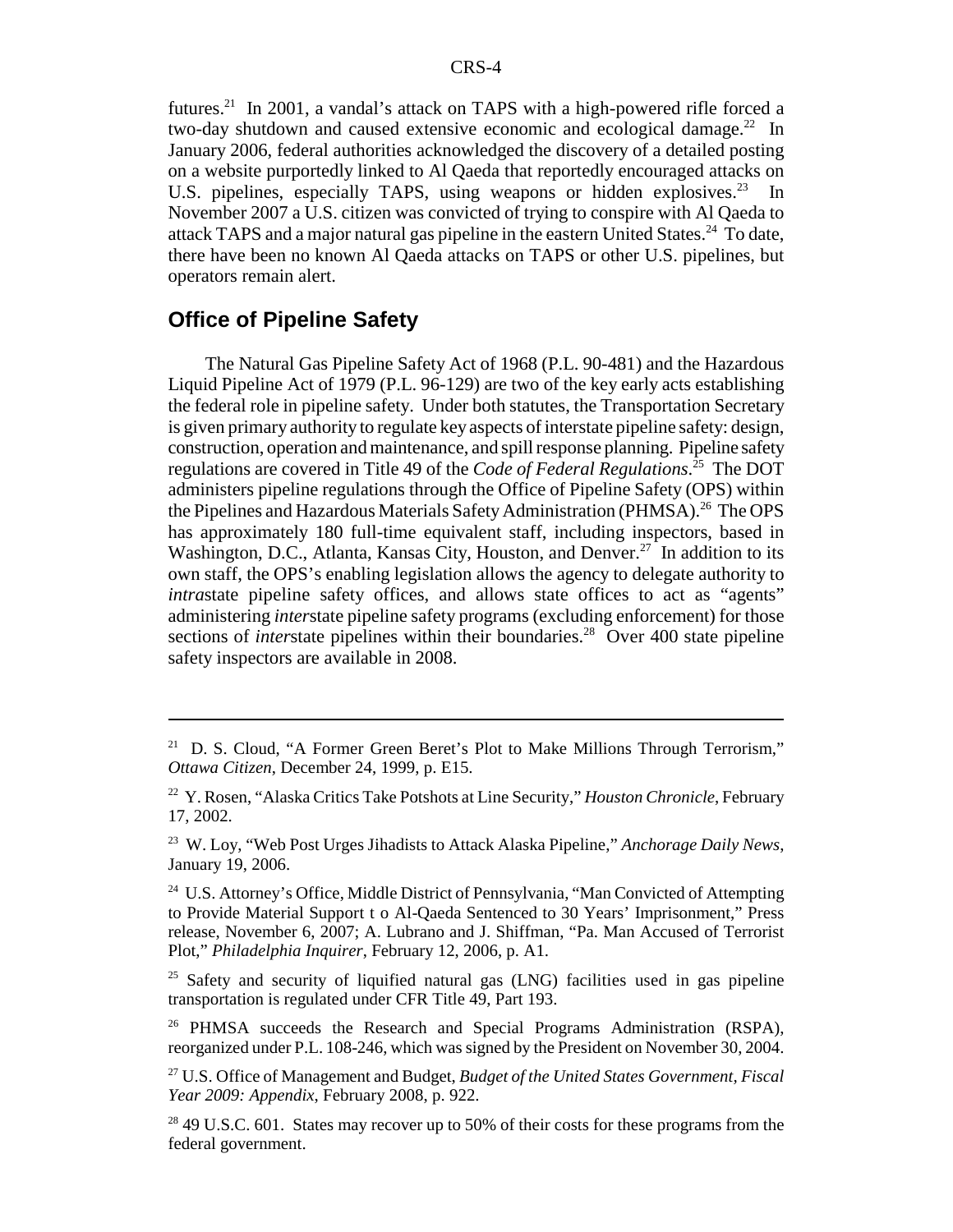futures.[21] In 2001, a vandal's attack on TAPS with a high-powered rifle forced a two-day shutdown and caused extensive economic and ecological damage.[22] In January 2006, federal authorities acknowledged the discovery of a detailed posting on a website purportedly linked to Al Qaeda that reportedly encouraged attacks on U.S. pipelines, especially TAPS, using weapons or hidden explosives.[23] In November 2007 a U.S. citizen was convicted of trying to conspire with Al Qaeda to attack TAPS and a major natural gas pipeline in the eastern United States.[24] To date, there have been no known Al Qaeda attacks on TAPS or other U.S. pipelines, but operators remain alert.

## Office of Pipeline Safety

The Natural Gas Pipeline Safety Act of 1968 (P.L. 90-481) and the Hazardous Liquid Pipeline Act of 1979 (P.L. 96-129) are two of the key early acts establishing the federal role in pipeline safety. Under both statutes, the Transportation Secretary is given primary authority to regulate key aspects of interstate pipeline safety: design, construction, operation and maintenance, and spill response planning. Pipeline safety regulations are covered in Title 49 of the *Code of Federal Regulations*.[25] The DOT administers pipeline regulations through the Office of Pipeline Safety (OPS) within the Pipelines and Hazardous Materials Safety Administration (PHMSA).[26] The OPS has approximately 180 full-time equivalent staff, including inspectors, based in Washington, D.C., Atlanta, Kansas City, Houston, and Denver.[27] In addition to its own staff, the OPS's enabling legislation allows the agency to delegate authority to *intra*state pipeline safety offices, and allows state offices to act as "agents" administering *inter*state pipeline safety programs (excluding enforcement) for those sections of *inter*state pipelines within their boundaries.[28] Over 400 state pipeline safety inspectors are available in 2008.

---

[21] D. S. Cloud, "A Former Green Beret's Plot to Make Millions Through Terrorism," *Ottawa Citizen*, December 24, 1999, p. E15.

[22] Y. Rosen, "Alaska Critics Take Potshots at Line Security," *Houston Chronicle*, February 17, 2002.

[23] W. Loy, "Web Post Urges Jihadists to Attack Alaska Pipeline," *Anchorage Daily News*, January 19, 2006.

[24] U.S. Attorney's Office, Middle District of Pennsylvania, "Man Convicted of Attempting to Provide Material Support t o Al-Qaeda Sentenced to 30 Years' Imprisonment," Press release, November 6, 2007; A. Lubrano and J. Shiffman, "Pa. Man Accused of Terrorist Plot," *Philadelphia Inquirer*, February 12, 2006, p. A1.

[25] Safety and security of liquified natural gas (LNG) facilities used in gas pipeline transportation is regulated under CFR Title 49, Part 193.

[26] PHMSA succeeds the Research and Special Programs Administration (RSPA), reorganized under P.L. 108-246, which was signed by the President on November 30, 2004.

[27] U.S. Office of Management and Budget, *Budget of the United States Government, Fiscal Year 2009: Appendix*, February 2008, p. 922.

[28] 49 U.S.C. 601. States may recover up to 50% of their costs for these programs from the federal government.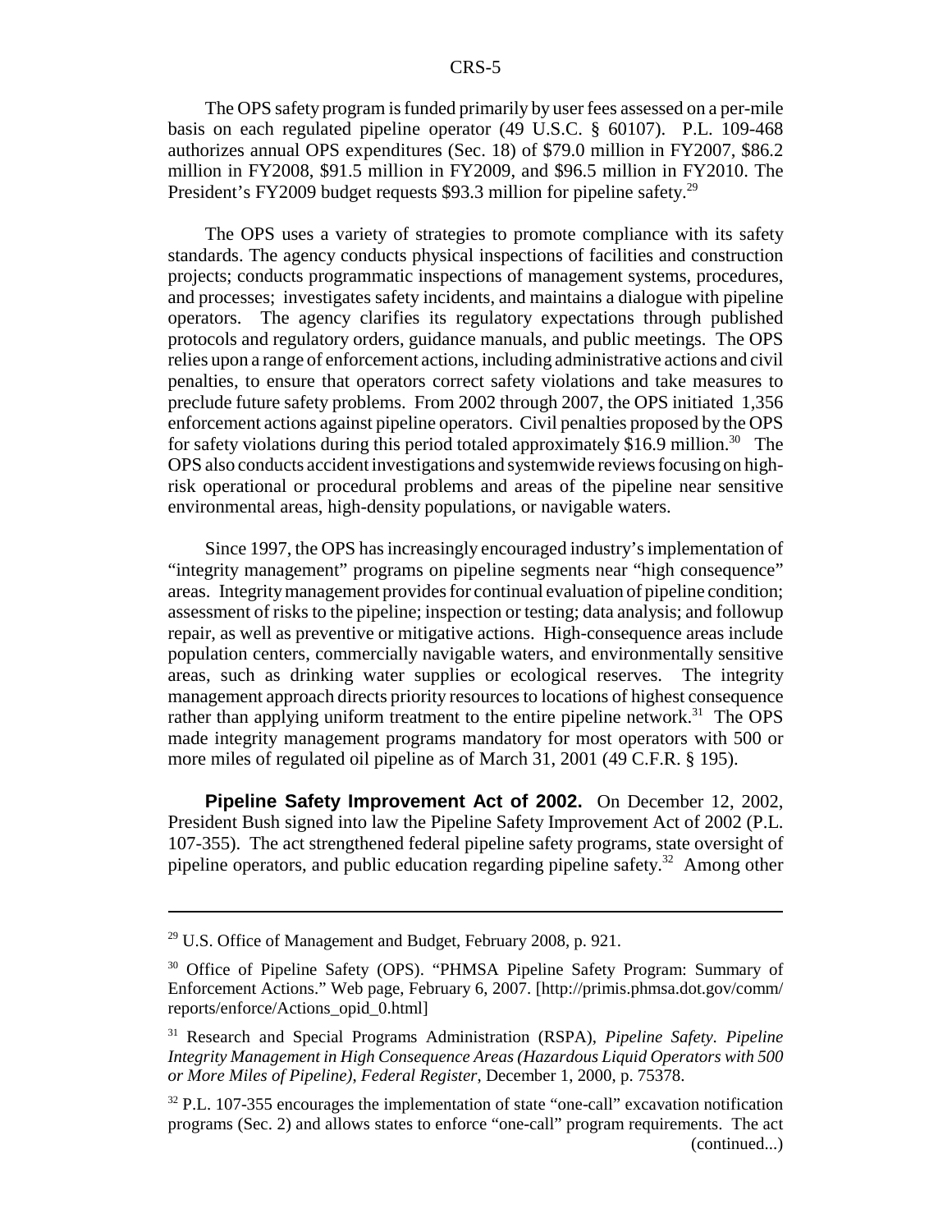The OPS safety program is funded primarily by user fees assessed on a per-mile basis on each regulated pipeline operator (49 U.S.C. § 60107). P.L. 109-468 authorizes annual OPS expenditures (Sec. 18) of $79.0 million in FY2007, $86.2 million in FY2008, $91.5 million in FY2009, and $96.5 million in FY2010. The President's FY2009 budget requests $93.3 million for pipeline safety.[29]

The OPS uses a variety of strategies to promote compliance with its safety standards. The agency conducts physical inspections of facilities and construction projects; conducts programmatic inspections of management systems, procedures, and processes; investigates safety incidents, and maintains a dialogue with pipeline operators. The agency clarifies its regulatory expectations through published protocols and regulatory orders, guidance manuals, and public meetings. The OPS relies upon a range of enforcement actions, including administrative actions and civil penalties, to ensure that operators correct safety violations and take measures to preclude future safety problems. From 2002 through 2007, the OPS initiated 1,356 enforcement actions against pipeline operators. Civil penalties proposed by the OPS for safety violations during this period totaled approximately $16.9 million.[30] The OPS also conducts accident investigations and systemwide reviews focusing on high-risk operational or procedural problems and areas of the pipeline near sensitive environmental areas, high-density populations, or navigable waters.

Since 1997, the OPS has increasingly encouraged industry's implementation of "integrity management" programs on pipeline segments near "high consequence" areas. Integrity management provides for continual evaluation of pipeline condition; assessment of risks to the pipeline; inspection or testing; data analysis; and followup repair, as well as preventive or mitigative actions. High-consequence areas include population centers, commercially navigable waters, and environmentally sensitive areas, such as drinking water supplies or ecological reserves. The integrity management approach directs priority resources to locations of highest consequence rather than applying uniform treatment to the entire pipeline network.[31] The OPS made integrity management programs mandatory for most operators with 500 or more miles of regulated oil pipeline as of March 31, 2001 (49 C.F.R. § 195).

**Pipeline Safety Improvement Act of 2002.** On December 12, 2002, President Bush signed into law the Pipeline Safety Improvement Act of 2002 (P.L. 107-355). The act strengthened federal pipeline safety programs, state oversight of pipeline operators, and public education regarding pipeline safety.[32] Among other

---

[29] U.S. Office of Management and Budget, February 2008, p. 921.

[30] Office of Pipeline Safety (OPS). "PHMSA Pipeline Safety Program: Summary of Enforcement Actions." Web page, February 6, 2007. [http://primis.phmsa.dot.gov/comm/reports/enforce/Actions_opid_0.html]

[31] Research and Special Programs Administration (RSPA), *Pipeline Safety. Pipeline Integrity Management in High Consequence Areas (Hazardous Liquid Operators with 500 or More Miles of Pipeline)*, *Federal Register*, December 1, 2000, p. 75378.

[32] P.L. 107-355 encourages the implementation of state "one-call" excavation notification programs (Sec. 2) and allows states to enforce "one-call" program requirements. The act (continued...)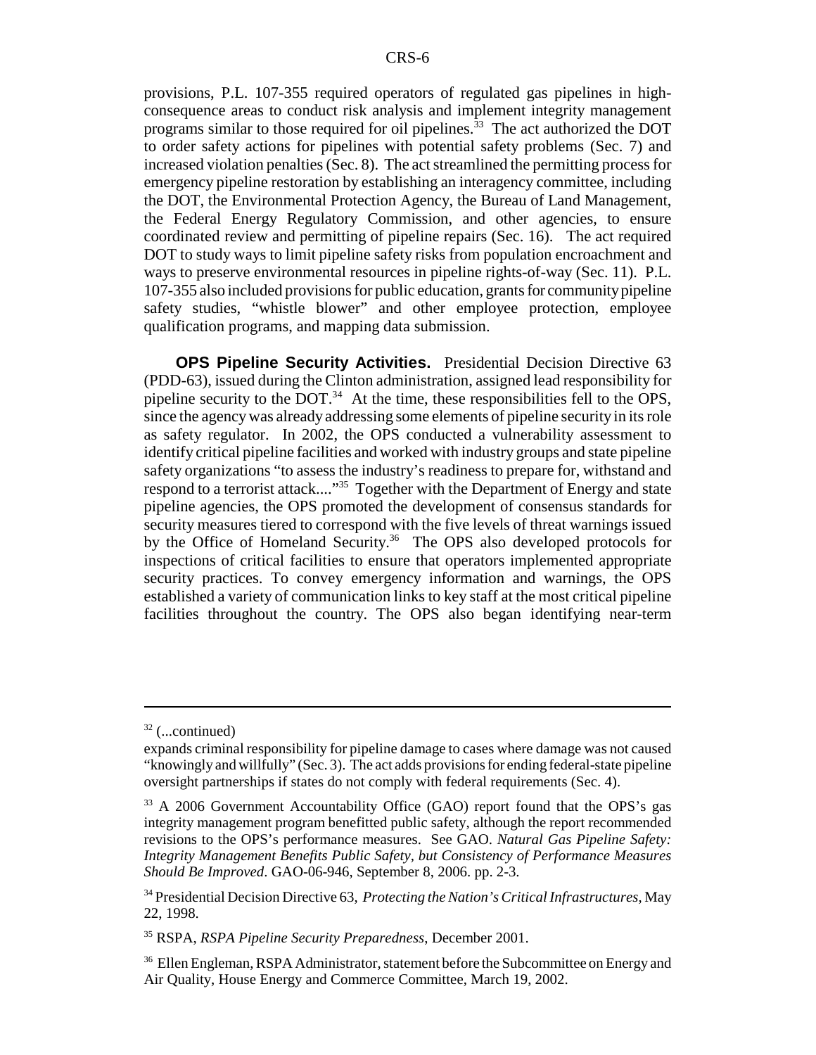provisions, P.L. 107-355 required operators of regulated gas pipelines in high-consequence areas to conduct risk analysis and implement integrity management programs similar to those required for oil pipelines.[33] The act authorized the DOT to order safety actions for pipelines with potential safety problems (Sec. 7) and increased violation penalties (Sec. 8). The act streamlined the permitting process for emergency pipeline restoration by establishing an interagency committee, including the DOT, the Environmental Protection Agency, the Bureau of Land Management, the Federal Energy Regulatory Commission, and other agencies, to ensure coordinated review and permitting of pipeline repairs (Sec. 16). The act required DOT to study ways to limit pipeline safety risks from population encroachment and ways to preserve environmental resources in pipeline rights-of-way (Sec. 11). P.L. 107-355 also included provisions for public education, grants for community pipeline safety studies, "whistle blower" and other employee protection, employee qualification programs, and mapping data submission.

**OPS Pipeline Security Activities.** Presidential Decision Directive 63 (PDD-63), issued during the Clinton administration, assigned lead responsibility for pipeline security to the DOT.[34] At the time, these responsibilities fell to the OPS, since the agency was already addressing some elements of pipeline security in its role as safety regulator. In 2002, the OPS conducted a vulnerability assessment to identify critical pipeline facilities and worked with industry groups and state pipeline safety organizations "to assess the industry's readiness to prepare for, withstand and respond to a terrorist attack...."[35] Together with the Department of Energy and state pipeline agencies, the OPS promoted the development of consensus standards for security measures tiered to correspond with the five levels of threat warnings issued by the Office of Homeland Security.[36] The OPS also developed protocols for inspections of critical facilities to ensure that operators implemented appropriate security practices. To convey emergency information and warnings, the OPS established a variety of communication links to key staff at the most critical pipeline facilities throughout the country. The OPS also began identifying near-term

---

[32] (...continued)

expands criminal responsibility for pipeline damage to cases where damage was not caused "knowingly and willfully" (Sec. 3). The act adds provisions for ending federal-state pipeline oversight partnerships if states do not comply with federal requirements (Sec. 4).

[33] A 2006 Government Accountability Office (GAO) report found that the OPS's gas integrity management program benefitted public safety, although the report recommended revisions to the OPS's performance measures. See GAO. *Natural Gas Pipeline Safety: Integrity Management Benefits Public Safety, but Consistency of Performance Measures Should Be Improved*. GAO-06-946, September 8, 2006. pp. 2-3.

[34] Presidential Decision Directive 63, *Protecting the Nation's Critical Infrastructures*, May 22, 1998.

[35] RSPA, *RSPA Pipeline Security Preparedness*, December 2001.

[36] Ellen Engleman, RSPA Administrator, statement before the Subcommittee on Energy and Air Quality, House Energy and Commerce Committee, March 19, 2002.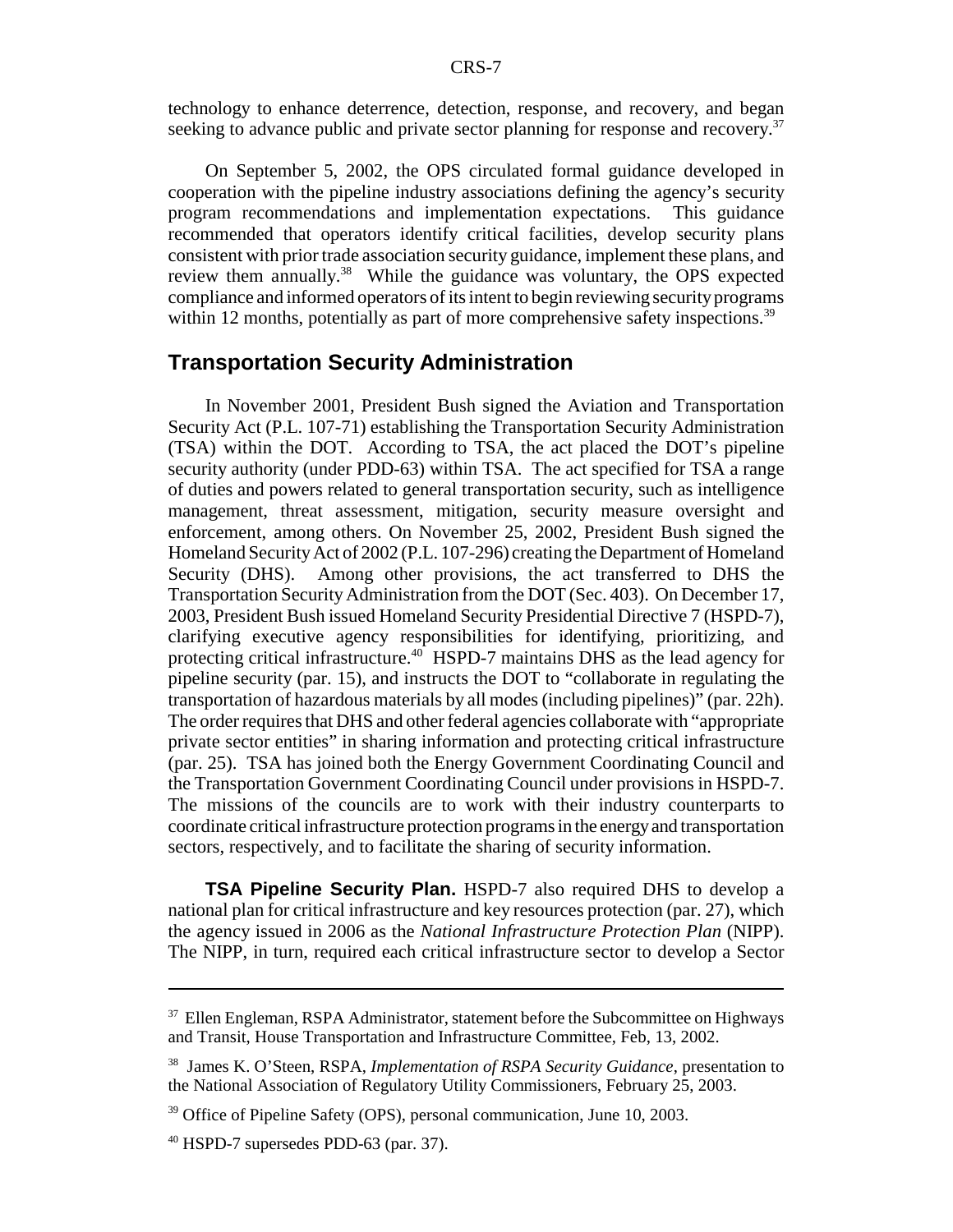technology to enhance deterrence, detection, response, and recovery, and began seeking to advance public and private sector planning for response and recovery.[37]

On September 5, 2002, the OPS circulated formal guidance developed in cooperation with the pipeline industry associations defining the agency's security program recommendations and implementation expectations. This guidance recommended that operators identify critical facilities, develop security plans consistent with prior trade association security guidance, implement these plans, and review them annually.[38] While the guidance was voluntary, the OPS expected compliance and informed operators of its intent to begin reviewing security programs within 12 months, potentially as part of more comprehensive safety inspections.[39]

## Transportation Security Administration

In November 2001, President Bush signed the Aviation and Transportation Security Act (P.L. 107-71) establishing the Transportation Security Administration (TSA) within the DOT. According to TSA, the act placed the DOT's pipeline security authority (under PDD-63) within TSA. The act specified for TSA a range of duties and powers related to general transportation security, such as intelligence management, threat assessment, mitigation, security measure oversight and enforcement, among others. On November 25, 2002, President Bush signed the Homeland Security Act of 2002 (P.L. 107-296) creating the Department of Homeland Security (DHS). Among other provisions, the act transferred to DHS the Transportation Security Administration from the DOT (Sec. 403). On December 17, 2003, President Bush issued Homeland Security Presidential Directive 7 (HSPD-7), clarifying executive agency responsibilities for identifying, prioritizing, and protecting critical infrastructure.[40] HSPD-7 maintains DHS as the lead agency for pipeline security (par. 15), and instructs the DOT to "collaborate in regulating the transportation of hazardous materials by all modes (including pipelines)" (par. 22h). The order requires that DHS and other federal agencies collaborate with "appropriate private sector entities" in sharing information and protecting critical infrastructure (par. 25). TSA has joined both the Energy Government Coordinating Council and the Transportation Government Coordinating Council under provisions in HSPD-7. The missions of the councils are to work with their industry counterparts to coordinate critical infrastructure protection programs in the energy and transportation sectors, respectively, and to facilitate the sharing of security information.

**TSA Pipeline Security Plan.** HSPD-7 also required DHS to develop a national plan for critical infrastructure and key resources protection (par. 27), which the agency issued in 2006 as the *National Infrastructure Protection Plan* (NIPP). The NIPP, in turn, required each critical infrastructure sector to develop a Sector

---

[37] Ellen Engleman, RSPA Administrator, statement before the Subcommittee on Highways and Transit, House Transportation and Infrastructure Committee, Feb, 13, 2002.

[38] James K. O'Steen, RSPA, *Implementation of RSPA Security Guidance*, presentation to the National Association of Regulatory Utility Commissioners, February 25, 2003.

[39] Office of Pipeline Safety (OPS), personal communication, June 10, 2003.

[40] HSPD-7 supersedes PDD-63 (par. 37).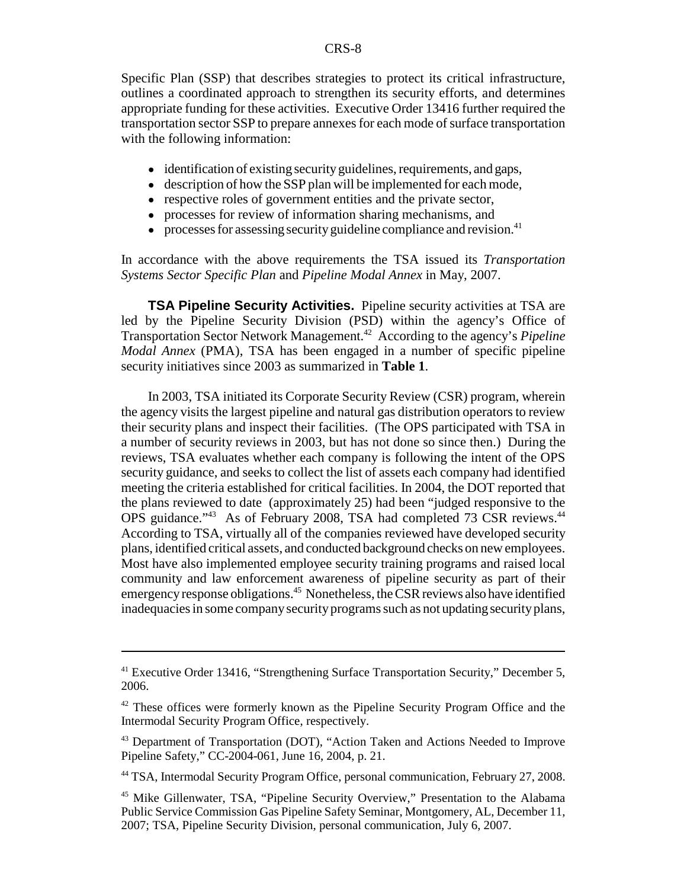Specific Plan (SSP) that describes strategies to protect its critical infrastructure, outlines a coordinated approach to strengthen its security efforts, and determines appropriate funding for these activities. Executive Order 13416 further required the transportation sector SSP to prepare annexes for each mode of surface transportation with the following information:

- identification of existing security guidelines, requirements, and gaps,
- description of how the SSP plan will be implemented for each mode,
- respective roles of government entities and the private sector,
- processes for review of information sharing mechanisms, and
- processes for assessing security guideline compliance and revision.[41]

In accordance with the above requirements the TSA issued its *Transportation Systems Sector Specific Plan* and *Pipeline Modal Annex* in May, 2007.

**TSA Pipeline Security Activities.** Pipeline security activities at TSA are led by the Pipeline Security Division (PSD) within the agency's Office of Transportation Sector Network Management.[42] According to the agency's *Pipeline Modal Annex* (PMA), TSA has been engaged in a number of specific pipeline security initiatives since 2003 as summarized in **Table 1**.

In 2003, TSA initiated its Corporate Security Review (CSR) program, wherein the agency visits the largest pipeline and natural gas distribution operators to review their security plans and inspect their facilities. (The OPS participated with TSA in a number of security reviews in 2003, but has not done so since then.) During the reviews, TSA evaluates whether each company is following the intent of the OPS security guidance, and seeks to collect the list of assets each company had identified meeting the criteria established for critical facilities. In 2004, the DOT reported that the plans reviewed to date (approximately 25) had been "judged responsive to the OPS guidance."[43] As of February 2008, TSA had completed 73 CSR reviews.[44] According to TSA, virtually all of the companies reviewed have developed security plans, identified critical assets, and conducted background checks on new employees. Most have also implemented employee security training programs and raised local community and law enforcement awareness of pipeline security as part of their emergency response obligations.[45] Nonetheless, the CSR reviews also have identified inadequacies in some company security programs such as not updating security plans,

---

[41] Executive Order 13416, "Strengthening Surface Transportation Security," December 5, 2006.

[42] These offices were formerly known as the Pipeline Security Program Office and the Intermodal Security Program Office, respectively.

[43] Department of Transportation (DOT), "Action Taken and Actions Needed to Improve Pipeline Safety," CC-2004-061, June 16, 2004, p. 21.

[44] TSA, Intermodal Security Program Office, personal communication, February 27, 2008.

[45] Mike Gillenwater, TSA, "Pipeline Security Overview," Presentation to the Alabama Public Service Commission Gas Pipeline Safety Seminar, Montgomery, AL, December 11, 2007; TSA, Pipeline Security Division, personal communication, July 6, 2007.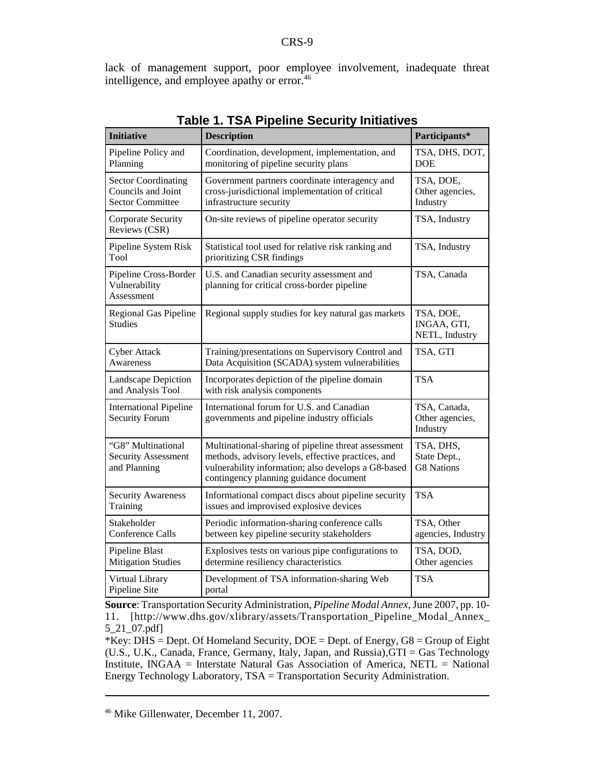lack of management support, poor employee involvement, inadequate threat intelligence, and employee apathy or error.[46]

**Table 1. TSA Pipeline Security Initiatives**

| Initiative | Description | Participants* |
|---|---|---|
| Pipeline Policy and Planning | Coordination, development, implementation, and monitoring of pipeline security plans | TSA, DHS, DOT, DOE |
| Sector Coordinating Councils and Joint Sector Committee | Government partners coordinate interagency and cross-jurisdictional implementation of critical infrastructure security | TSA, DOE, Other agencies, Industry |
| Corporate Security Reviews (CSR) | On-site reviews of pipeline operator security | TSA, Industry |
| Pipeline System Risk Tool | Statistical tool used for relative risk ranking and prioritizing CSR findings | TSA, Industry |
| Pipeline Cross-Border Vulnerability Assessment | U.S. and Canadian security assessment and planning for critical cross-border pipeline | TSA, Canada |
| Regional Gas Pipeline Studies | Regional supply studies for key natural gas markets | TSA, DOE, INGAA, GTI, NETL, Industry |
| Cyber Attack Awareness | Training/presentations on Supervisory Control and Data Acquisition (SCADA) system vulnerabilities | TSA, GTI |
| Landscape Depiction and Analysis Tool | Incorporates depiction of the pipeline domain with risk analysis components | TSA |
| International Pipeline Security Forum | International forum for U.S. and Canadian governments and pipeline industry officials | TSA, Canada, Other agencies, Industry |
| "G8" Multinational Security Assessment and Planning | Multinational-sharing of pipeline threat assessment methods, advisory levels, effective practices, and vulnerability information; also develops a G8-based contingency planning guidance document | TSA, DHS, State Dept., G8 Nations |
| Security Awareness Training | Informational compact discs about pipeline security issues and improvised explosive devices | TSA |
| Stakeholder Conference Calls | Periodic information-sharing conference calls between key pipeline security stakeholders | TSA, Other agencies, Industry |
| Pipeline Blast Mitigation Studies | Explosives tests on various pipe configurations to determine resiliency characteristics | TSA, DOD, Other agencies |
| Virtual Library Pipeline Site | Development of TSA information-sharing Web portal | TSA |

**Source**: Transportation Security Administration, *Pipeline Modal Annex*, June 2007, pp. 10-11. [http://www.dhs.gov/xlibrary/assets/Transportation_Pipeline_Modal_Annex_5_21_07.pdf]

*Key: DHS = Dept. Of Homeland Security, DOE = Dept. of Energy, G8 = Group of Eight (U.S., U.K., Canada, France, Germany, Italy, Japan, and Russia), GTI = Gas Technology Institute, INGAA = Interstate Natural Gas Association of America, NETL = National Energy Technology Laboratory, TSA = Transportation Security Administration.

---

[46] Mike Gillenwater, December 11, 2007.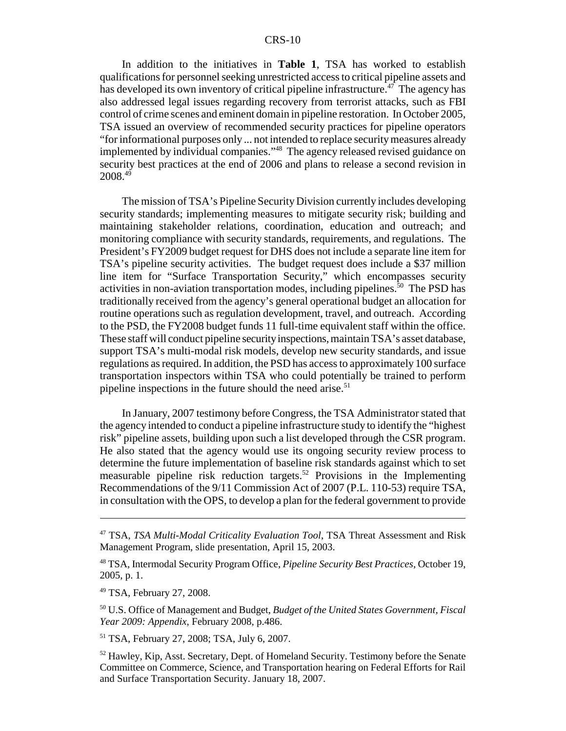In addition to the initiatives in **Table 1**, TSA has worked to establish qualifications for personnel seeking unrestricted access to critical pipeline assets and has developed its own inventory of critical pipeline infrastructure.[47] The agency has also addressed legal issues regarding recovery from terrorist attacks, such as FBI control of crime scenes and eminent domain in pipeline restoration. In October 2005, TSA issued an overview of recommended security practices for pipeline operators "for informational purposes only ... not intended to replace security measures already implemented by individual companies."[48] The agency released revised guidance on security best practices at the end of 2006 and plans to release a second revision in 2008.[49]

The mission of TSA's Pipeline Security Division currently includes developing security standards; implementing measures to mitigate security risk; building and maintaining stakeholder relations, coordination, education and outreach; and monitoring compliance with security standards, requirements, and regulations. The President's FY2009 budget request for DHS does not include a separate line item for TSA's pipeline security activities. The budget request does include a $37 million line item for "Surface Transportation Security," which encompasses security activities in non-aviation transportation modes, including pipelines.[50] The PSD has traditionally received from the agency's general operational budget an allocation for routine operations such as regulation development, travel, and outreach. According to the PSD, the FY2008 budget funds 11 full-time equivalent staff within the office. These staff will conduct pipeline security inspections, maintain TSA's asset database, support TSA's multi-modal risk models, develop new security standards, and issue regulations as required. In addition, the PSD has access to approximately 100 surface transportation inspectors within TSA who could potentially be trained to perform pipeline inspections in the future should the need arise.[51]

In January, 2007 testimony before Congress, the TSA Administrator stated that the agency intended to conduct a pipeline infrastructure study to identify the "highest risk" pipeline assets, building upon such a list developed through the CSR program. He also stated that the agency would use its ongoing security review process to determine the future implementation of baseline risk standards against which to set measurable pipeline risk reduction targets.[52] Provisions in the Implementing Recommendations of the 9/11 Commission Act of 2007 (P.L. 110-53) require TSA, in consultation with the OPS, to develop a plan for the federal government to provide

---

[47] TSA, *TSA Multi-Modal Criticality Evaluation Tool*, TSA Threat Assessment and Risk Management Program, slide presentation, April 15, 2003.

[48] TSA, Intermodal Security Program Office, *Pipeline Security Best Practices*, October 19, 2005, p. 1.

[49] TSA, February 27, 2008.

[50] U.S. Office of Management and Budget, *Budget of the United States Government, Fiscal Year 2009: Appendix*, February 2008, p.486.

[51] TSA, February 27, 2008; TSA, July 6, 2007.

[52] Hawley, Kip, Asst. Secretary, Dept. of Homeland Security. Testimony before the Senate Committee on Commerce, Science, and Transportation hearing on Federal Efforts for Rail and Surface Transportation Security. January 18, 2007.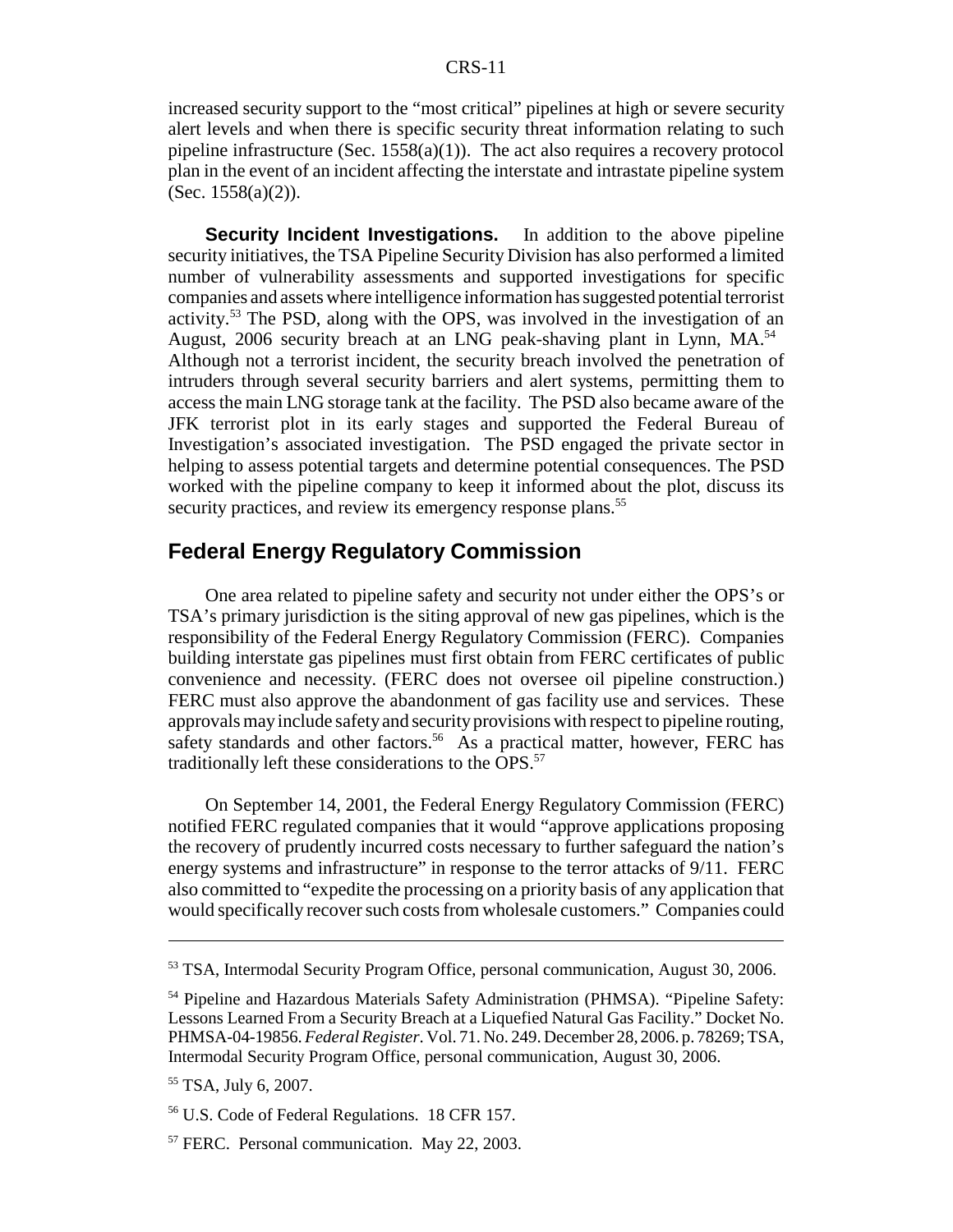increased security support to the "most critical" pipelines at high or severe security alert levels and when there is specific security threat information relating to such pipeline infrastructure (Sec. 1558(a)(1)). The act also requires a recovery protocol plan in the event of an incident affecting the interstate and intrastate pipeline system (Sec. 1558(a)(2)).

**Security Incident Investigations.** In addition to the above pipeline security initiatives, the TSA Pipeline Security Division has also performed a limited number of vulnerability assessments and supported investigations for specific companies and assets where intelligence information has suggested potential terrorist activity.[53] The PSD, along with the OPS, was involved in the investigation of an August, 2006 security breach at an LNG peak-shaving plant in Lynn, MA.[54] Although not a terrorist incident, the security breach involved the penetration of intruders through several security barriers and alert systems, permitting them to access the main LNG storage tank at the facility. The PSD also became aware of the JFK terrorist plot in its early stages and supported the Federal Bureau of Investigation's associated investigation. The PSD engaged the private sector in helping to assess potential targets and determine potential consequences. The PSD worked with the pipeline company to keep it informed about the plot, discuss its security practices, and review its emergency response plans.[55]

## Federal Energy Regulatory Commission

One area related to pipeline safety and security not under either the OPS's or TSA's primary jurisdiction is the siting approval of new gas pipelines, which is the responsibility of the Federal Energy Regulatory Commission (FERC). Companies building interstate gas pipelines must first obtain from FERC certificates of public convenience and necessity. (FERC does not oversee oil pipeline construction.) FERC must also approve the abandonment of gas facility use and services. These approvals may include safety and security provisions with respect to pipeline routing, safety standards and other factors.[56] As a practical matter, however, FERC has traditionally left these considerations to the OPS.[57]

On September 14, 2001, the Federal Energy Regulatory Commission (FERC) notified FERC regulated companies that it would "approve applications proposing the recovery of prudently incurred costs necessary to further safeguard the nation's energy systems and infrastructure" in response to the terror attacks of 9/11. FERC also committed to "expedite the processing on a priority basis of any application that would specifically recover such costs from wholesale customers." Companies could

---

[53] TSA, Intermodal Security Program Office, personal communication, August 30, 2006.

[54] Pipeline and Hazardous Materials Safety Administration (PHMSA). "Pipeline Safety: Lessons Learned From a Security Breach at a Liquefied Natural Gas Facility." Docket No. PHMSA-04-19856. *Federal Register*. Vol. 71. No. 249. December 28, 2006. p. 78269; TSA, Intermodal Security Program Office, personal communication, August 30, 2006.

[55] TSA, July 6, 2007.

[56] U.S. Code of Federal Regulations. 18 CFR 157.

[57] FERC. Personal communication. May 22, 2003.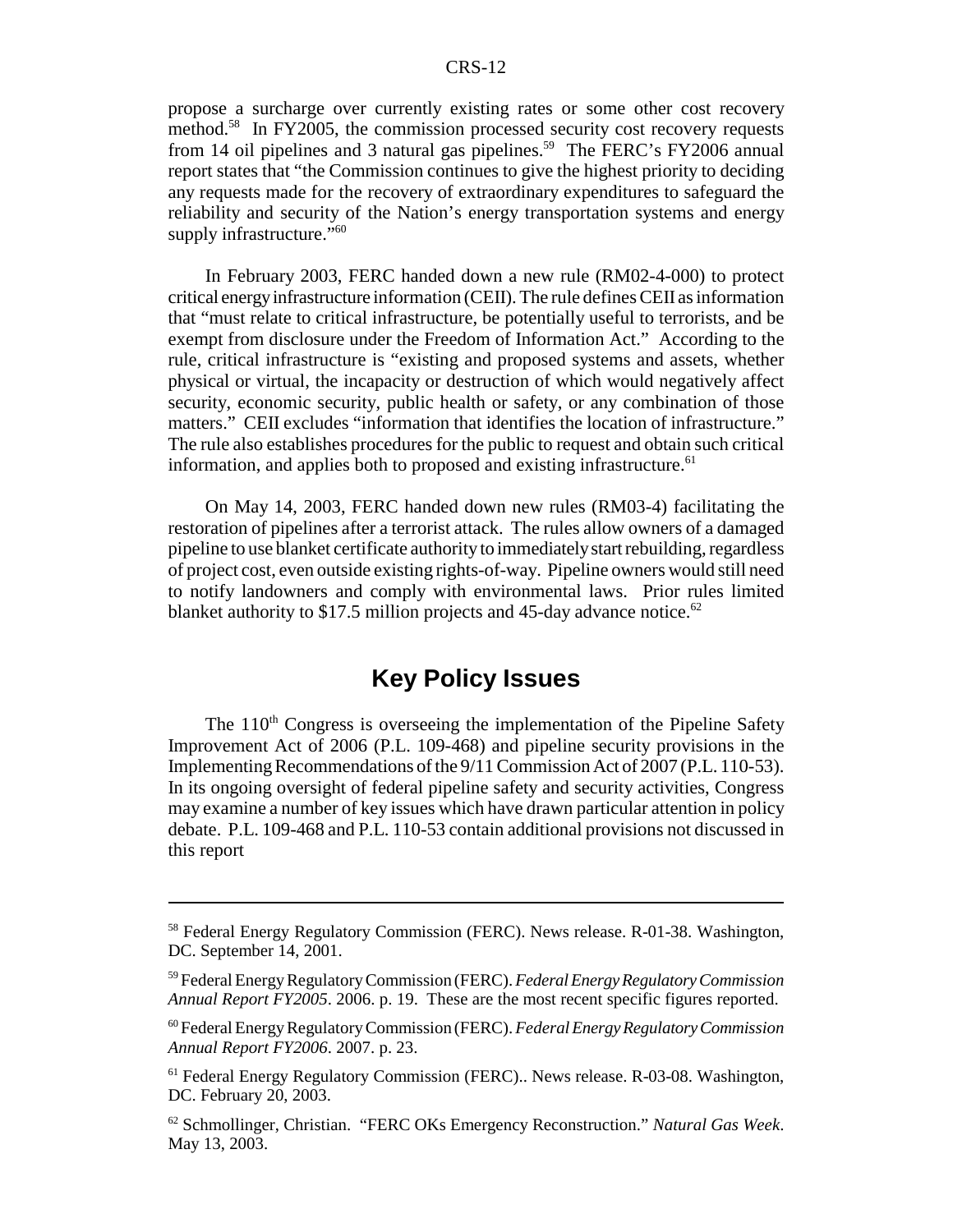propose a surcharge over currently existing rates or some other cost recovery method.[58] In FY2005, the commission processed security cost recovery requests from 14 oil pipelines and 3 natural gas pipelines.[59] The FERC's FY2006 annual report states that "the Commission continues to give the highest priority to deciding any requests made for the recovery of extraordinary expenditures to safeguard the reliability and security of the Nation's energy transportation systems and energy supply infrastructure."[60]

In February 2003, FERC handed down a new rule (RM02-4-000) to protect critical energy infrastructure information (CEII). The rule defines CEII as information that "must relate to critical infrastructure, be potentially useful to terrorists, and be exempt from disclosure under the Freedom of Information Act." According to the rule, critical infrastructure is "existing and proposed systems and assets, whether physical or virtual, the incapacity or destruction of which would negatively affect security, economic security, public health or safety, or any combination of those matters." CEII excludes "information that identifies the location of infrastructure." The rule also establishes procedures for the public to request and obtain such critical information, and applies both to proposed and existing infrastructure.[61]

On May 14, 2003, FERC handed down new rules (RM03-4) facilitating the restoration of pipelines after a terrorist attack. The rules allow owners of a damaged pipeline to use blanket certificate authority to immediately start rebuilding, regardless of project cost, even outside existing rights-of-way. Pipeline owners would still need to notify landowners and comply with environmental laws. Prior rules limited blanket authority to $17.5 million projects and 45-day advance notice.[62]

## Key Policy Issues

The 110th Congress is overseeing the implementation of the Pipeline Safety Improvement Act of 2006 (P.L. 109-468) and pipeline security provisions in the Implementing Recommendations of the 9/11 Commission Act of 2007 (P.L. 110-53). In its ongoing oversight of federal pipeline safety and security activities, Congress may examine a number of key issues which have drawn particular attention in policy debate. P.L. 109-468 and P.L. 110-53 contain additional provisions not discussed in this report

---

[58] Federal Energy Regulatory Commission (FERC). News release. R-01-38. Washington, DC. September 14, 2001.

[59] Federal Energy Regulatory Commission (FERC). *Federal Energy Regulatory Commission Annual Report FY2005*. 2006. p. 19. These are the most recent specific figures reported.

[60] Federal Energy Regulatory Commission (FERC). *Federal Energy Regulatory Commission Annual Report FY2006*. 2007. p. 23.

[61] Federal Energy Regulatory Commission (FERC).. News release. R-03-08. Washington, DC. February 20, 2003.

[62] Schmollinger, Christian. "FERC OKs Emergency Reconstruction." *Natural Gas Week*. May 13, 2003.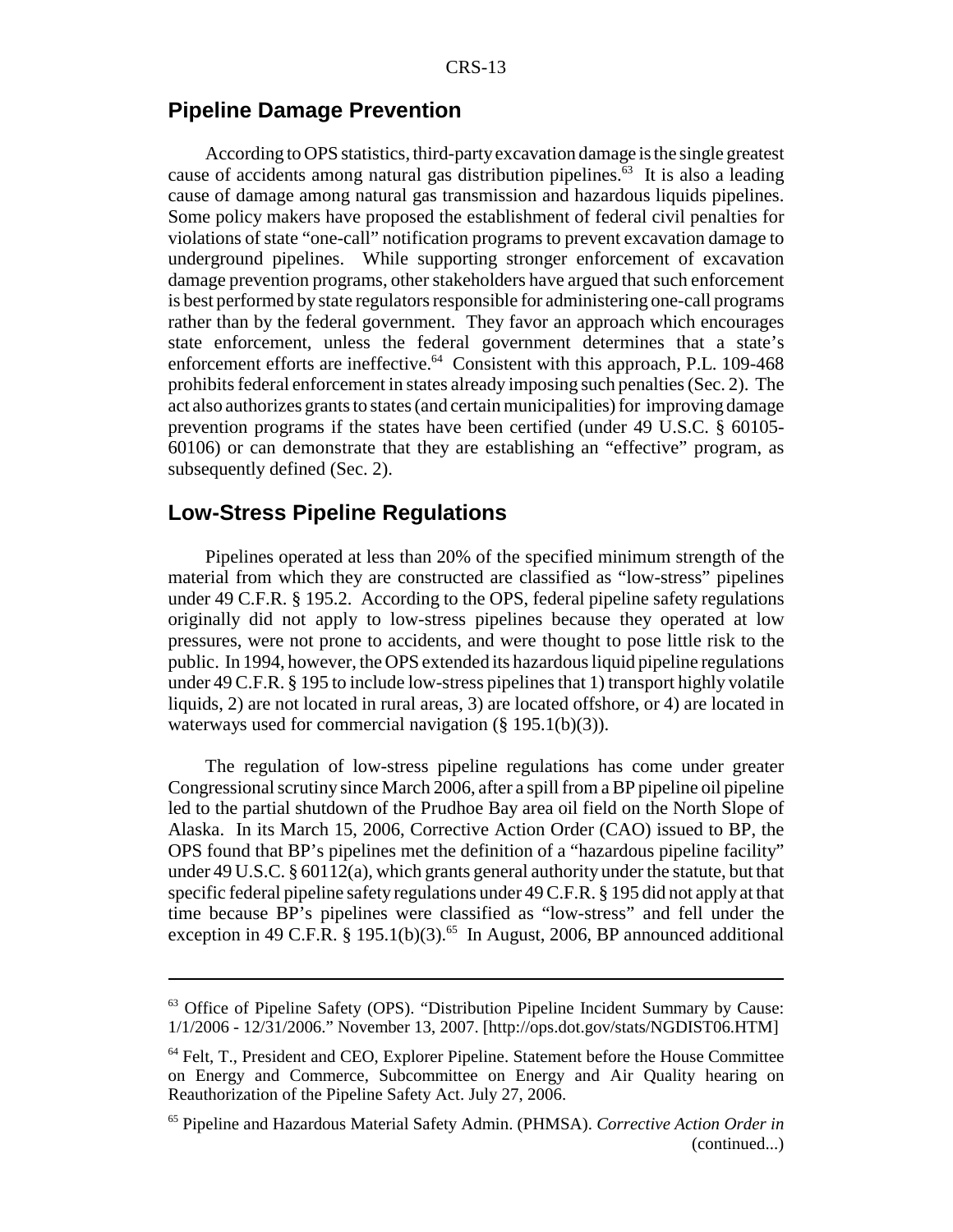## Pipeline Damage Prevention

According to OPS statistics, third-party excavation damage is the single greatest cause of accidents among natural gas distribution pipelines.[63] It is also a leading cause of damage among natural gas transmission and hazardous liquids pipelines. Some policy makers have proposed the establishment of federal civil penalties for violations of state "one-call" notification programs to prevent excavation damage to underground pipelines. While supporting stronger enforcement of excavation damage prevention programs, other stakeholders have argued that such enforcement is best performed by state regulators responsible for administering one-call programs rather than by the federal government. They favor an approach which encourages state enforcement, unless the federal government determines that a state's enforcement efforts are ineffective.[64] Consistent with this approach, P.L. 109-468 prohibits federal enforcement in states already imposing such penalties (Sec. 2). The act also authorizes grants to states (and certain municipalities) for improving damage prevention programs if the states have been certified (under 49 U.S.C. § 60105-60106) or can demonstrate that they are establishing an "effective" program, as subsequently defined (Sec. 2).

## Low-Stress Pipeline Regulations

Pipelines operated at less than 20% of the specified minimum strength of the material from which they are constructed are classified as "low-stress" pipelines under 49 C.F.R. § 195.2. According to the OPS, federal pipeline safety regulations originally did not apply to low-stress pipelines because they operated at low pressures, were not prone to accidents, and were thought to pose little risk to the public. In 1994, however, the OPS extended its hazardous liquid pipeline regulations under 49 C.F.R. § 195 to include low-stress pipelines that 1) transport highly volatile liquids, 2) are not located in rural areas, 3) are located offshore, or 4) are located in waterways used for commercial navigation (§ 195.1(b)(3)).

The regulation of low-stress pipeline regulations has come under greater Congressional scrutiny since March 2006, after a spill from a BP pipeline oil pipeline led to the partial shutdown of the Prudhoe Bay area oil field on the North Slope of Alaska. In its March 15, 2006, Corrective Action Order (CAO) issued to BP, the OPS found that BP's pipelines met the definition of a "hazardous pipeline facility" under 49 U.S.C. § 60112(a), which grants general authority under the statute, but that specific federal pipeline safety regulations under 49 C.F.R. § 195 did not apply at that time because BP's pipelines were classified as "low-stress" and fell under the exception in 49 C.F.R. § 195.1(b)(3).[65] In August, 2006, BP announced additional

---

[63] Office of Pipeline Safety (OPS). "Distribution Pipeline Incident Summary by Cause: 1/1/2006 - 12/31/2006." November 13, 2007. [http://ops.dot.gov/stats/NGDIST06.HTM]

[64] Felt, T., President and CEO, Explorer Pipeline. Statement before the House Committee on Energy and Commerce, Subcommittee on Energy and Air Quality hearing on Reauthorization of the Pipeline Safety Act. July 27, 2006.

[65] Pipeline and Hazardous Material Safety Admin. (PHMSA). *Corrective Action Order in* (continued...)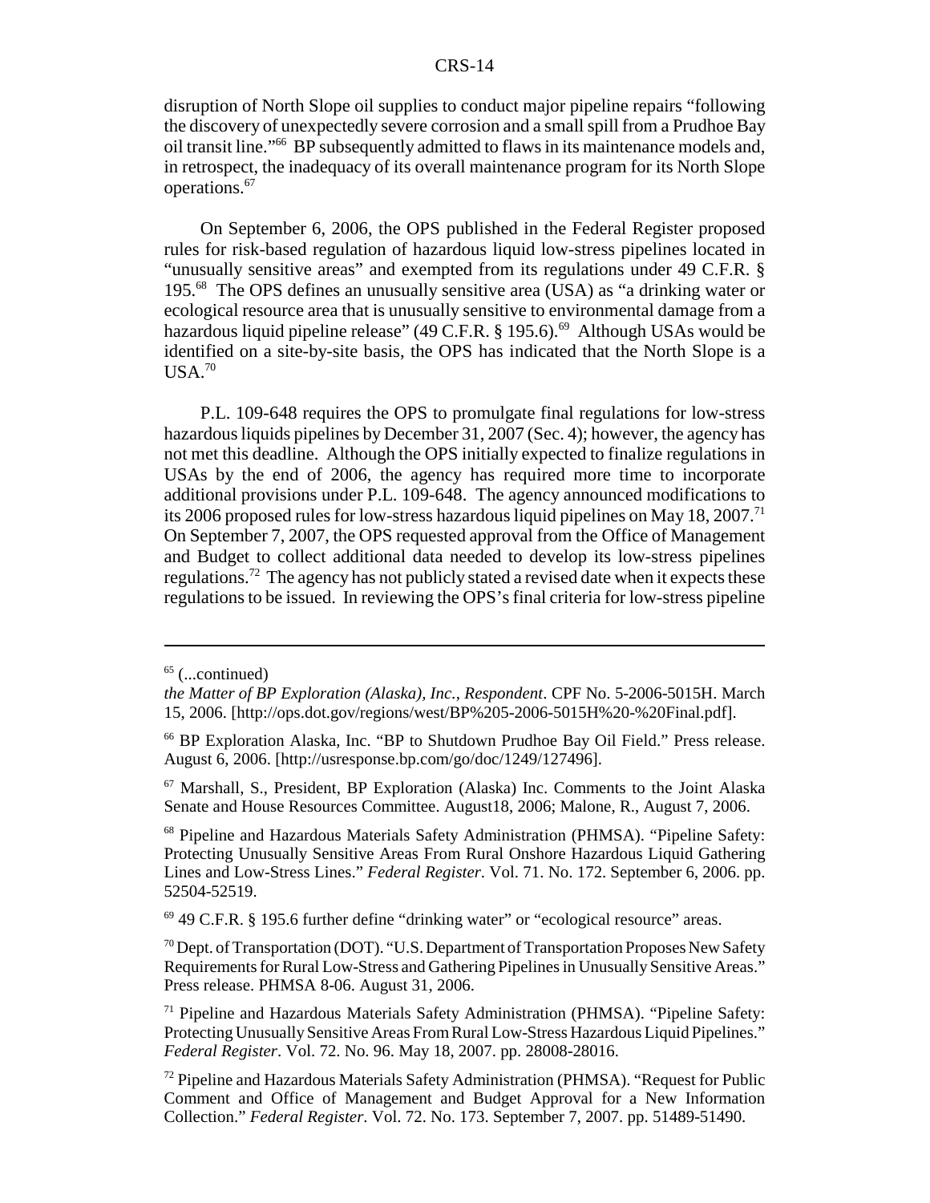disruption of North Slope oil supplies to conduct major pipeline repairs "following the discovery of unexpectedly severe corrosion and a small spill from a Prudhoe Bay oil transit line."[66] BP subsequently admitted to flaws in its maintenance models and, in retrospect, the inadequacy of its overall maintenance program for its North Slope operations.[67]

On September 6, 2006, the OPS published in the Federal Register proposed rules for risk-based regulation of hazardous liquid low-stress pipelines located in "unusually sensitive areas" and exempted from its regulations under 49 C.F.R. § 195.[68] The OPS defines an unusually sensitive area (USA) as "a drinking water or ecological resource area that is unusually sensitive to environmental damage from a hazardous liquid pipeline release" (49 C.F.R. § 195.6).[69] Although USAs would be identified on a site-by-site basis, the OPS has indicated that the North Slope is a USA.[70]

P.L. 109-648 requires the OPS to promulgate final regulations for low-stress hazardous liquids pipelines by December 31, 2007 (Sec. 4); however, the agency has not met this deadline. Although the OPS initially expected to finalize regulations in USAs by the end of 2006, the agency has required more time to incorporate additional provisions under P.L. 109-648. The agency announced modifications to its 2006 proposed rules for low-stress hazardous liquid pipelines on May 18, 2007.[71] On September 7, 2007, the OPS requested approval from the Office of Management and Budget to collect additional data needed to develop its low-stress pipelines regulations.[72] The agency has not publicly stated a revised date when it expects these regulations to be issued. In reviewing the OPS's final criteria for low-stress pipeline

---

[65] (...continued) *the Matter of BP Exploration (Alaska), Inc., Respondent*. CPF No. 5-2006-5015H. March 15, 2006. [http://ops.dot.gov/regions/west/BP%205-2006-5015H%20-%20Final.pdf].

[66] BP Exploration Alaska, Inc. "BP to Shutdown Prudhoe Bay Oil Field." Press release. August 6, 2006. [http://usresponse.bp.com/go/doc/1249/127496].

[67] Marshall, S., President, BP Exploration (Alaska) Inc. Comments to the Joint Alaska Senate and House Resources Committee. August18, 2006; Malone, R., August 7, 2006.

[68] Pipeline and Hazardous Materials Safety Administration (PHMSA). "Pipeline Safety: Protecting Unusually Sensitive Areas From Rural Onshore Hazardous Liquid Gathering Lines and Low-Stress Lines." *Federal Register*. Vol. 71. No. 172. September 6, 2006. pp. 52504-52519.

[69] 49 C.F.R. § 195.6 further define "drinking water" or "ecological resource" areas.

[70] Dept. of Transportation (DOT). "U.S. Department of Transportation Proposes New Safety Requirements for Rural Low-Stress and Gathering Pipelines in Unusually Sensitive Areas." Press release. PHMSA 8-06. August 31, 2006.

[71] Pipeline and Hazardous Materials Safety Administration (PHMSA). "Pipeline Safety: Protecting Unusually Sensitive Areas From Rural Low-Stress Hazardous Liquid Pipelines." *Federal Register*. Vol. 72. No. 96. May 18, 2007. pp. 28008-28016.

[72] Pipeline and Hazardous Materials Safety Administration (PHMSA). "Request for Public Comment and Office of Management and Budget Approval for a New Information Collection." *Federal Register*. Vol. 72. No. 173. September 7, 2007. pp. 51489-51490.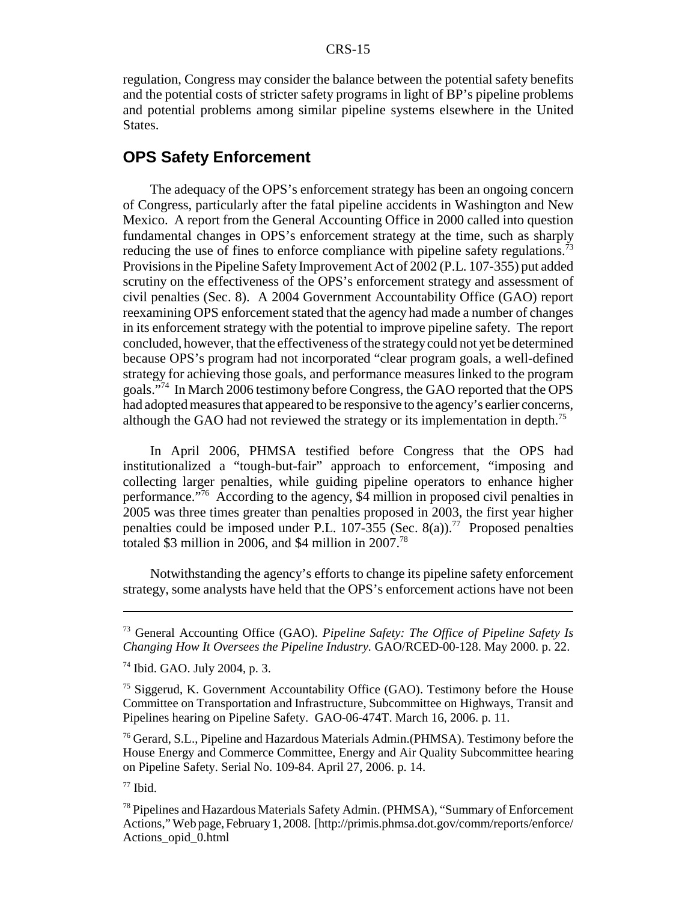regulation, Congress may consider the balance between the potential safety benefits and the potential costs of stricter safety programs in light of BP's pipeline problems and potential problems among similar pipeline systems elsewhere in the United States.

## OPS Safety Enforcement

The adequacy of the OPS's enforcement strategy has been an ongoing concern of Congress, particularly after the fatal pipeline accidents in Washington and New Mexico. A report from the General Accounting Office in 2000 called into question fundamental changes in OPS's enforcement strategy at the time, such as sharply reducing the use of fines to enforce compliance with pipeline safety regulations.[73] Provisions in the Pipeline Safety Improvement Act of 2002 (P.L. 107-355) put added scrutiny on the effectiveness of the OPS's enforcement strategy and assessment of civil penalties (Sec. 8). A 2004 Government Accountability Office (GAO) report reexamining OPS enforcement stated that the agency had made a number of changes in its enforcement strategy with the potential to improve pipeline safety. The report concluded, however, that the effectiveness of the strategy could not yet be determined because OPS's program had not incorporated "clear program goals, a well-defined strategy for achieving those goals, and performance measures linked to the program goals."[74] In March 2006 testimony before Congress, the GAO reported that the OPS had adopted measures that appeared to be responsive to the agency's earlier concerns, although the GAO had not reviewed the strategy or its implementation in depth.[75]

In April 2006, PHMSA testified before Congress that the OPS had institutionalized a "tough-but-fair" approach to enforcement, "imposing and collecting larger penalties, while guiding pipeline operators to enhance higher performance."[76] According to the agency, $4 million in proposed civil penalties in 2005 was three times greater than penalties proposed in 2003, the first year higher penalties could be imposed under P.L. 107-355 (Sec. 8(a)).[77] Proposed penalties totaled $3 million in 2006, and $4 million in 2007.[78]

Notwithstanding the agency's efforts to change its pipeline safety enforcement strategy, some analysts have held that the OPS's enforcement actions have not been

---

[73] General Accounting Office (GAO). *Pipeline Safety: The Office of Pipeline Safety Is Changing How It Oversees the Pipeline Industry.* GAO/RCED-00-128. May 2000. p. 22.

[74] Ibid. GAO. July 2004, p. 3.

[75] Siggerud, K. Government Accountability Office (GAO). Testimony before the House Committee on Transportation and Infrastructure, Subcommittee on Highways, Transit and Pipelines hearing on Pipeline Safety. GAO-06-474T. March 16, 2006. p. 11.

[76] Gerard, S.L., Pipeline and Hazardous Materials Admin.(PHMSA). Testimony before the House Energy and Commerce Committee, Energy and Air Quality Subcommittee hearing on Pipeline Safety. Serial No. 109-84. April 27, 2006. p. 14.

[77] Ibid.

[78] Pipelines and Hazardous Materials Safety Admin. (PHMSA), "Summary of Enforcement Actions," Web page, February 1, 2008. [http://primis.phmsa.dot.gov/comm/reports/enforce/Actions_opid_0.html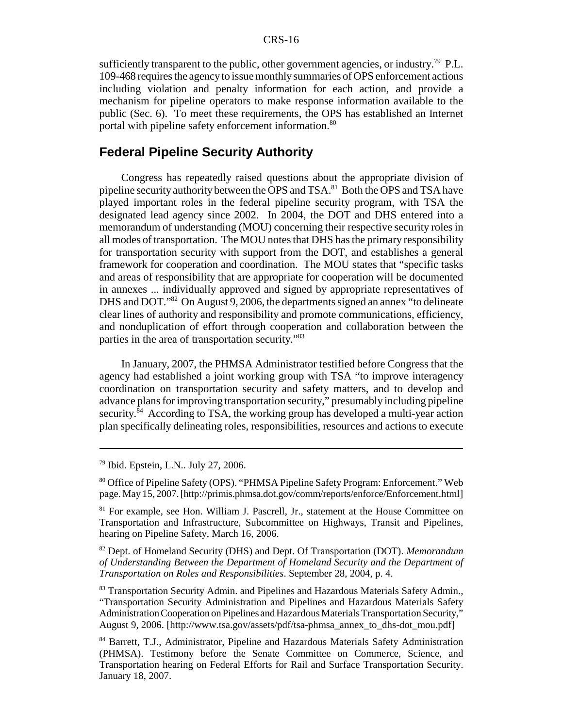sufficiently transparent to the public, other government agencies, or industry.[79] P.L. 109-468 requires the agency to issue monthly summaries of OPS enforcement actions including violation and penalty information for each action, and provide a mechanism for pipeline operators to make response information available to the public (Sec. 6). To meet these requirements, the OPS has established an Internet portal with pipeline safety enforcement information.[80]

## Federal Pipeline Security Authority

Congress has repeatedly raised questions about the appropriate division of pipeline security authority between the OPS and TSA.[81] Both the OPS and TSA have played important roles in the federal pipeline security program, with TSA the designated lead agency since 2002. In 2004, the DOT and DHS entered into a memorandum of understanding (MOU) concerning their respective security roles in all modes of transportation. The MOU notes that DHS has the primary responsibility for transportation security with support from the DOT, and establishes a general framework for cooperation and coordination. The MOU states that "specific tasks and areas of responsibility that are appropriate for cooperation will be documented in annexes ... individually approved and signed by appropriate representatives of DHS and DOT."[82] On August 9, 2006, the departments signed an annex "to delineate clear lines of authority and responsibility and promote communications, efficiency, and nonduplication of effort through cooperation and collaboration between the parties in the area of transportation security."[83]

In January, 2007, the PHMSA Administrator testified before Congress that the agency had established a joint working group with TSA "to improve interagency coordination on transportation security and safety matters, and to develop and advance plans for improving transportation security," presumably including pipeline security.[84] According to TSA, the working group has developed a multi-year action plan specifically delineating roles, responsibilities, resources and actions to execute

---

[79] Ibid. Epstein, L.N.. July 27, 2006.

[80] Office of Pipeline Safety (OPS). "PHMSA Pipeline Safety Program: Enforcement." Web page. May 15, 2007. [http://primis.phmsa.dot.gov/comm/reports/enforce/Enforcement.html]

[81] For example, see Hon. William J. Pascrell, Jr., statement at the House Committee on Transportation and Infrastructure, Subcommittee on Highways, Transit and Pipelines, hearing on Pipeline Safety, March 16, 2006.

[82] Dept. of Homeland Security (DHS) and Dept. Of Transportation (DOT). *Memorandum of Understanding Between the Department of Homeland Security and the Department of Transportation on Roles and Responsibilities*. September 28, 2004, p. 4.

[83] Transportation Security Admin. and Pipelines and Hazardous Materials Safety Admin., "Transportation Security Administration and Pipelines and Hazardous Materials Safety Administration Cooperation on Pipelines and Hazardous Materials Transportation Security," August 9, 2006. [http://www.tsa.gov/assets/pdf/tsa-phmsa_annex_to_dhs-dot_mou.pdf]

[84] Barrett, T.J., Administrator, Pipeline and Hazardous Materials Safety Administration (PHMSA). Testimony before the Senate Committee on Commerce, Science, and Transportation hearing on Federal Efforts for Rail and Surface Transportation Security. January 18, 2007.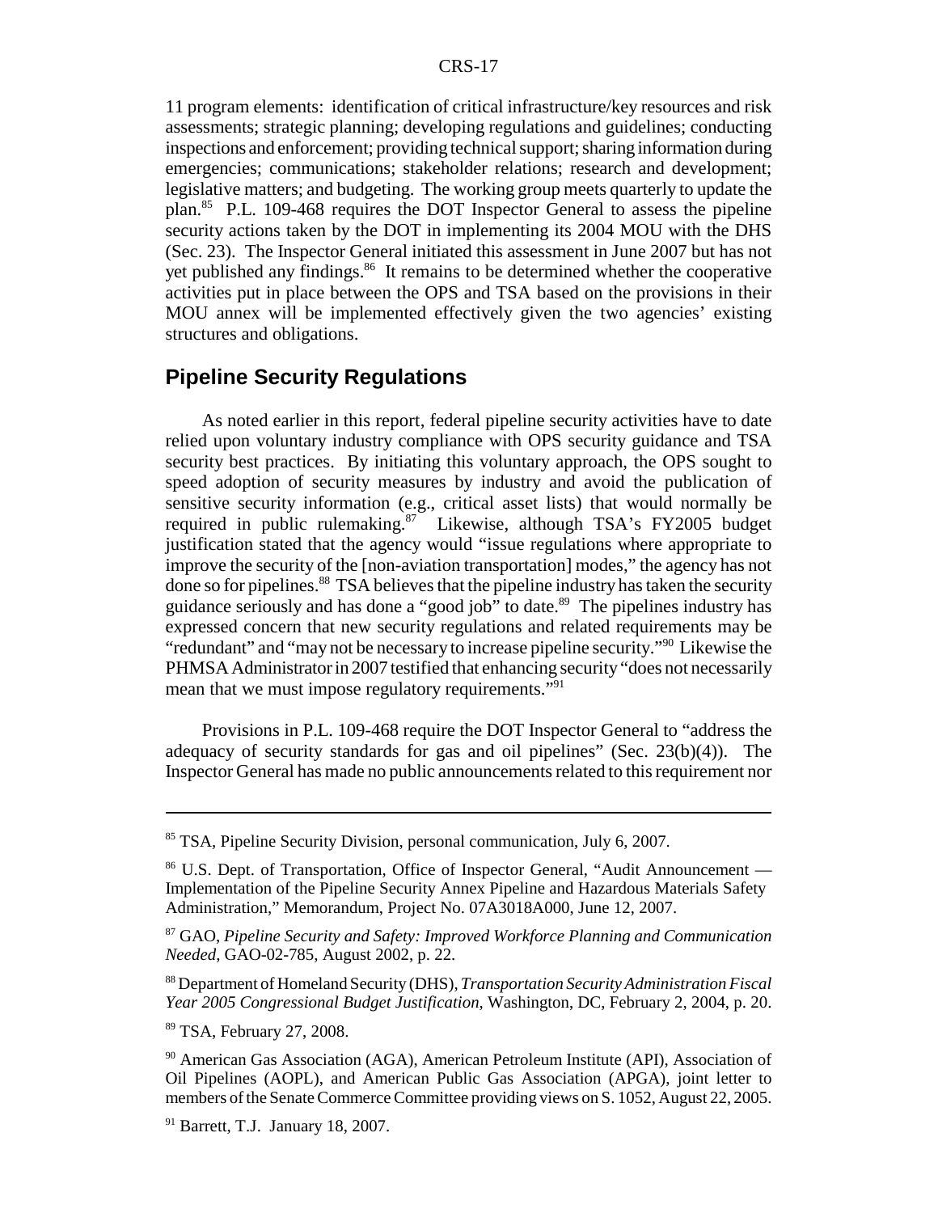11 program elements: identification of critical infrastructure/key resources and risk assessments; strategic planning; developing regulations and guidelines; conducting inspections and enforcement; providing technical support; sharing information during emergencies; communications; stakeholder relations; research and development; legislative matters; and budgeting. The working group meets quarterly to update the plan.[85] P.L. 109-468 requires the DOT Inspector General to assess the pipeline security actions taken by the DOT in implementing its 2004 MOU with the DHS (Sec. 23). The Inspector General initiated this assessment in June 2007 but has not yet published any findings.[86] It remains to be determined whether the cooperative activities put in place between the OPS and TSA based on the provisions in their MOU annex will be implemented effectively given the two agencies' existing structures and obligations.

## Pipeline Security Regulations

As noted earlier in this report, federal pipeline security activities have to date relied upon voluntary industry compliance with OPS security guidance and TSA security best practices. By initiating this voluntary approach, the OPS sought to speed adoption of security measures by industry and avoid the publication of sensitive security information (e.g., critical asset lists) that would normally be required in public rulemaking.[87] Likewise, although TSA's FY2005 budget justification stated that the agency would "issue regulations where appropriate to improve the security of the [non-aviation transportation] modes," the agency has not done so for pipelines.[88] TSA believes that the pipeline industry has taken the security guidance seriously and has done a "good job" to date.[89] The pipelines industry has expressed concern that new security regulations and related requirements may be "redundant" and "may not be necessary to increase pipeline security."[90] Likewise the PHMSA Administrator in 2007 testified that enhancing security "does not necessarily mean that we must impose regulatory requirements."[91]

Provisions in P.L. 109-468 require the DOT Inspector General to "address the adequacy of security standards for gas and oil pipelines" (Sec. 23(b)(4)). The Inspector General has made no public announcements related to this requirement nor

---

[85] TSA, Pipeline Security Division, personal communication, July 6, 2007.

[86] U.S. Dept. of Transportation, Office of Inspector General, "Audit Announcement — Implementation of the Pipeline Security Annex Pipeline and Hazardous Materials Safety Administration," Memorandum, Project No. 07A3018A000, June 12, 2007.

[87] GAO, *Pipeline Security and Safety: Improved Workforce Planning and Communication Needed*, GAO-02-785, August 2002, p. 22.

[88] Department of Homeland Security (DHS), *Transportation Security Administration Fiscal Year 2005 Congressional Budget Justification*, Washington, DC, February 2, 2004, p. 20.

[89] TSA, February 27, 2008.

[90] American Gas Association (AGA), American Petroleum Institute (API), Association of Oil Pipelines (AOPL), and American Public Gas Association (APGA), joint letter to members of the Senate Commerce Committee providing views on S. 1052, August 22, 2005.

[91] Barrett, T.J. January 18, 2007.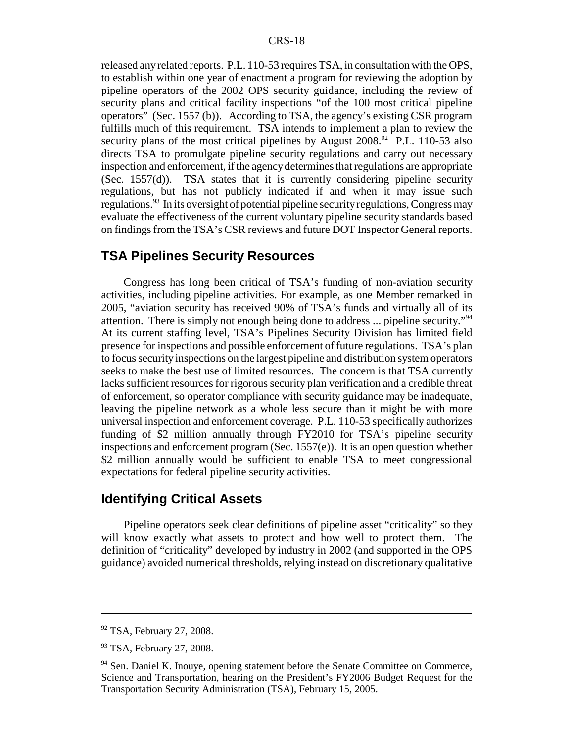released any related reports. P.L. 110-53 requires TSA, in consultation with the OPS, to establish within one year of enactment a program for reviewing the adoption by pipeline operators of the 2002 OPS security guidance, including the review of security plans and critical facility inspections "of the 100 most critical pipeline operators" (Sec. 1557 (b)). According to TSA, the agency's existing CSR program fulfills much of this requirement. TSA intends to implement a plan to review the security plans of the most critical pipelines by August 2008.[92] P.L. 110-53 also directs TSA to promulgate pipeline security regulations and carry out necessary inspection and enforcement, if the agency determines that regulations are appropriate (Sec. 1557(d)). TSA states that it is currently considering pipeline security regulations, but has not publicly indicated if and when it may issue such regulations.[93] In its oversight of potential pipeline security regulations, Congress may evaluate the effectiveness of the current voluntary pipeline security standards based on findings from the TSA's CSR reviews and future DOT Inspector General reports.

## TSA Pipelines Security Resources

Congress has long been critical of TSA's funding of non-aviation security activities, including pipeline activities. For example, as one Member remarked in 2005, "aviation security has received 90% of TSA's funds and virtually all of its attention. There is simply not enough being done to address ... pipeline security."[94] At its current staffing level, TSA's Pipelines Security Division has limited field presence for inspections and possible enforcement of future regulations. TSA's plan to focus security inspections on the largest pipeline and distribution system operators seeks to make the best use of limited resources. The concern is that TSA currently lacks sufficient resources for rigorous security plan verification and a credible threat of enforcement, so operator compliance with security guidance may be inadequate, leaving the pipeline network as a whole less secure than it might be with more universal inspection and enforcement coverage. P.L. 110-53 specifically authorizes funding of $2 million annually through FY2010 for TSA's pipeline security inspections and enforcement program (Sec. 1557(e)). It is an open question whether $2 million annually would be sufficient to enable TSA to meet congressional expectations for federal pipeline security activities.

## Identifying Critical Assets

Pipeline operators seek clear definitions of pipeline asset "criticality" so they will know exactly what assets to protect and how well to protect them. The definition of "criticality" developed by industry in 2002 (and supported in the OPS guidance) avoided numerical thresholds, relying instead on discretionary qualitative

---

[92] TSA, February 27, 2008.

[93] TSA, February 27, 2008.

[94] Sen. Daniel K. Inouye, opening statement before the Senate Committee on Commerce, Science and Transportation, hearing on the President's FY2006 Budget Request for the Transportation Security Administration (TSA), February 15, 2005.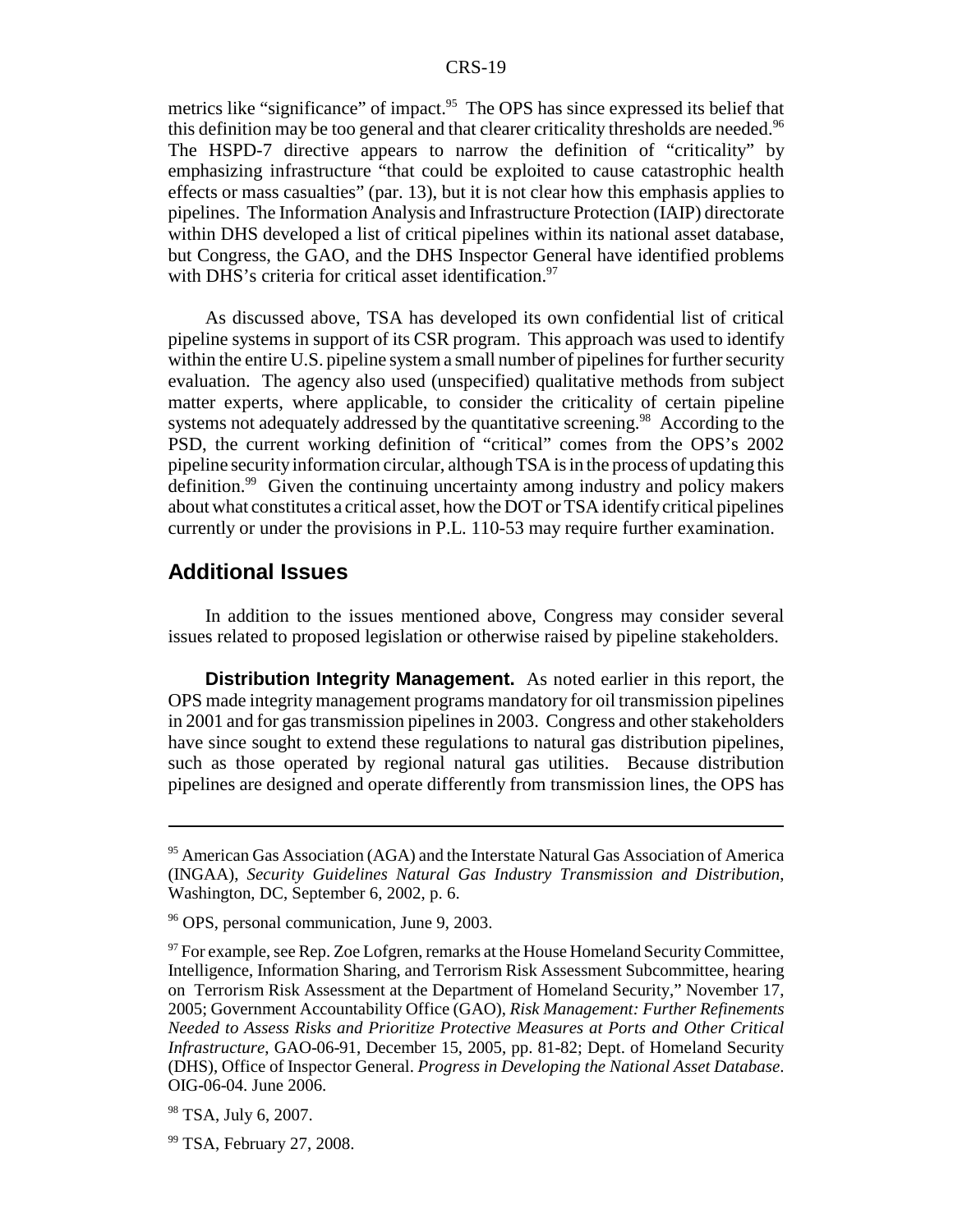metrics like "significance" of impact.[95] The OPS has since expressed its belief that this definition may be too general and that clearer criticality thresholds are needed.[96] The HSPD-7 directive appears to narrow the definition of "criticality" by emphasizing infrastructure "that could be exploited to cause catastrophic health effects or mass casualties" (par. 13), but it is not clear how this emphasis applies to pipelines. The Information Analysis and Infrastructure Protection (IAIP) directorate within DHS developed a list of critical pipelines within its national asset database, but Congress, the GAO, and the DHS Inspector General have identified problems with DHS's criteria for critical asset identification.[97]

As discussed above, TSA has developed its own confidential list of critical pipeline systems in support of its CSR program. This approach was used to identify within the entire U.S. pipeline system a small number of pipelines for further security evaluation. The agency also used (unspecified) qualitative methods from subject matter experts, where applicable, to consider the criticality of certain pipeline systems not adequately addressed by the quantitative screening.[98] According to the PSD, the current working definition of "critical" comes from the OPS's 2002 pipeline security information circular, although TSA is in the process of updating this definition.[99] Given the continuing uncertainty among industry and policy makers about what constitutes a critical asset, how the DOT or TSA identify critical pipelines currently or under the provisions in P.L. 110-53 may require further examination.

## Additional Issues

In addition to the issues mentioned above, Congress may consider several issues related to proposed legislation or otherwise raised by pipeline stakeholders.

**Distribution Integrity Management.** As noted earlier in this report, the OPS made integrity management programs mandatory for oil transmission pipelines in 2001 and for gas transmission pipelines in 2003. Congress and other stakeholders have since sought to extend these regulations to natural gas distribution pipelines, such as those operated by regional natural gas utilities. Because distribution pipelines are designed and operate differently from transmission lines, the OPS has

---

[95] American Gas Association (AGA) and the Interstate Natural Gas Association of America (INGAA), *Security Guidelines Natural Gas Industry Transmission and Distribution*, Washington, DC, September 6, 2002, p. 6.

[96] OPS, personal communication, June 9, 2003.

[97] For example, see Rep. Zoe Lofgren, remarks at the House Homeland Security Committee, Intelligence, Information Sharing, and Terrorism Risk Assessment Subcommittee, hearing on Terrorism Risk Assessment at the Department of Homeland Security," November 17, 2005; Government Accountability Office (GAO), *Risk Management: Further Refinements Needed to Assess Risks and Prioritize Protective Measures at Ports and Other Critical Infrastructure*, GAO-06-91, December 15, 2005, pp. 81-82; Dept. of Homeland Security (DHS), Office of Inspector General. *Progress in Developing the National Asset Database*. OIG-06-04. June 2006.

[98] TSA, July 6, 2007.

[99] TSA, February 27, 2008.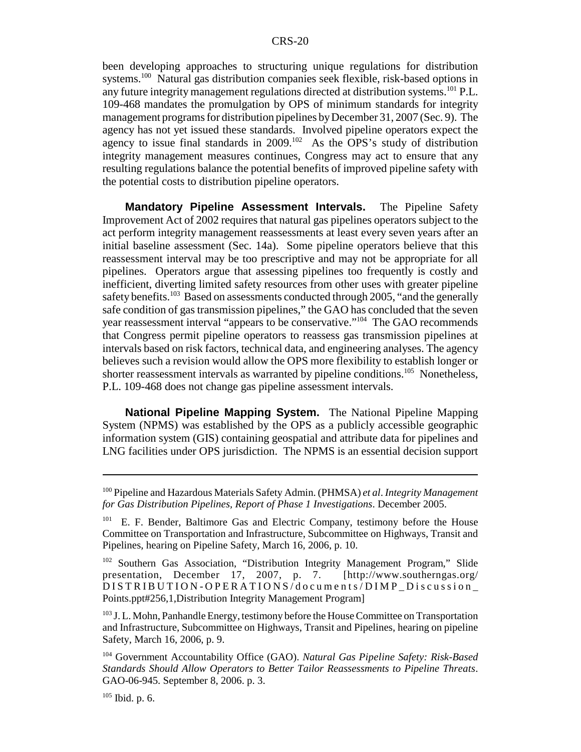been developing approaches to structuring unique regulations for distribution systems.[100] Natural gas distribution companies seek flexible, risk-based options in any future integrity management regulations directed at distribution systems.[101] P.L. 109-468 mandates the promulgation by OPS of minimum standards for integrity management programs for distribution pipelines by December 31, 2007 (Sec. 9). The agency has not yet issued these standards. Involved pipeline operators expect the agency to issue final standards in 2009.[102] As the OPS's study of distribution integrity management measures continues, Congress may act to ensure that any resulting regulations balance the potential benefits of improved pipeline safety with the potential costs to distribution pipeline operators.

**Mandatory Pipeline Assessment Intervals.** The Pipeline Safety Improvement Act of 2002 requires that natural gas pipelines operators subject to the act perform integrity management reassessments at least every seven years after an initial baseline assessment (Sec. 14a). Some pipeline operators believe that this reassessment interval may be too prescriptive and may not be appropriate for all pipelines. Operators argue that assessing pipelines too frequently is costly and inefficient, diverting limited safety resources from other uses with greater pipeline safety benefits.[103] Based on assessments conducted through 2005, "and the generally safe condition of gas transmission pipelines," the GAO has concluded that the seven year reassessment interval "appears to be conservative."[104] The GAO recommends that Congress permit pipeline operators to reassess gas transmission pipelines at intervals based on risk factors, technical data, and engineering analyses. The agency believes such a revision would allow the OPS more flexibility to establish longer or shorter reassessment intervals as warranted by pipeline conditions.[105] Nonetheless, P.L. 109-468 does not change gas pipeline assessment intervals.

**National Pipeline Mapping System.** The National Pipeline Mapping System (NPMS) was established by the OPS as a publicly accessible geographic information system (GIS) containing geospatial and attribute data for pipelines and LNG facilities under OPS jurisdiction. The NPMS is an essential decision support

---

[100] Pipeline and Hazardous Materials Safety Admin. (PHMSA) *et al*. *Integrity Management for Gas Distribution Pipelines, Report of Phase 1 Investigations*. December 2005.

[101] E. F. Bender, Baltimore Gas and Electric Company, testimony before the House Committee on Transportation and Infrastructure, Subcommittee on Highways, Transit and Pipelines, hearing on Pipeline Safety, March 16, 2006, p. 10.

[102] Southern Gas Association, "Distribution Integrity Management Program," Slide presentation, December 17, 2007, p. 7. [http://www.southerngas.org/DISTRIBUTION-OPERATIONS/documents/DIMP_Discussion_Points.ppt#256,1,Distribution Integrity Management Program]

[103] J. L. Mohn, Panhandle Energy, testimony before the House Committee on Transportation and Infrastructure, Subcommittee on Highways, Transit and Pipelines, hearing on pipeline Safety, March 16, 2006, p. 9.

[104] Government Accountability Office (GAO). *Natural Gas Pipeline Safety: Risk-Based Standards Should Allow Operators to Better Tailor Reassessments to Pipeline Threats*. GAO-06-945. September 8, 2006. p. 3.

[105] Ibid. p. 6.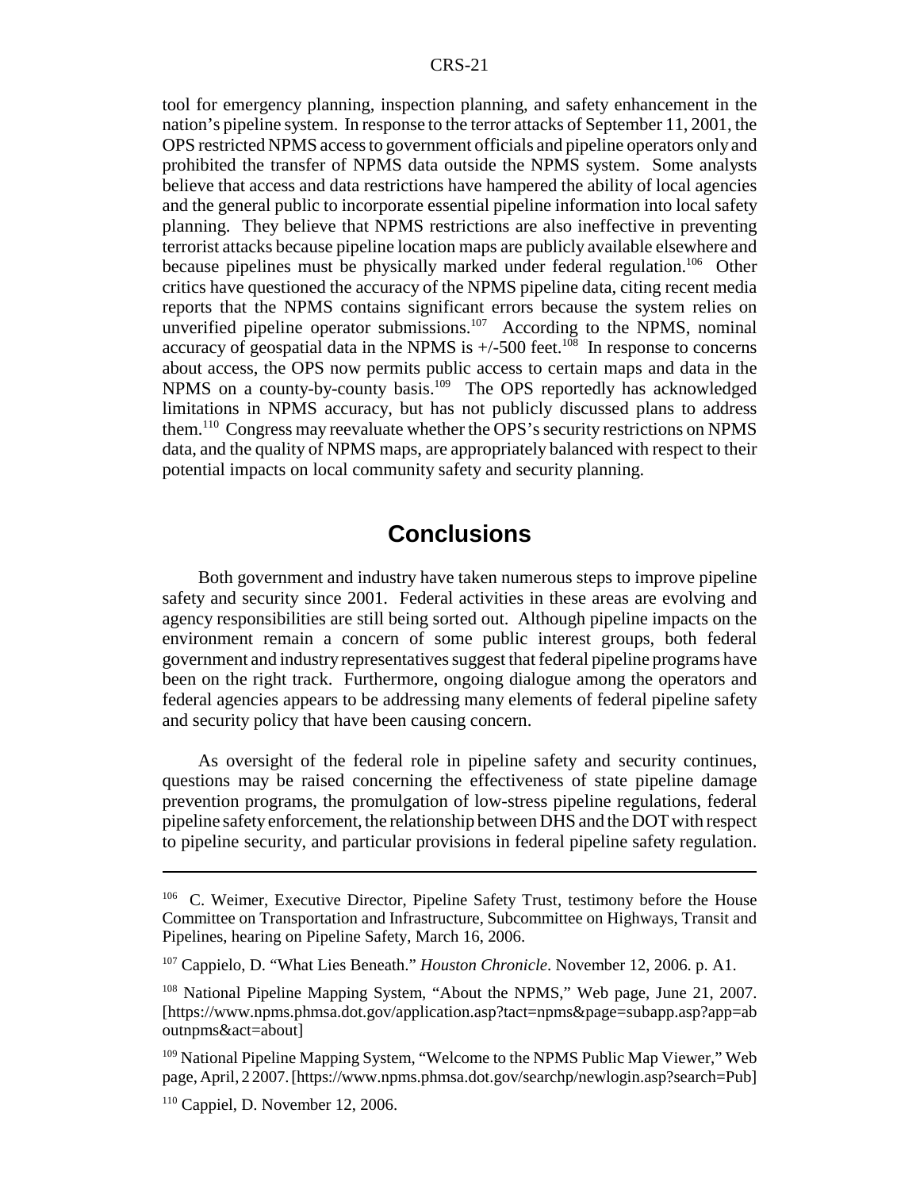tool for emergency planning, inspection planning, and safety enhancement in the nation's pipeline system. In response to the terror attacks of September 11, 2001, the OPS restricted NPMS access to government officials and pipeline operators only and prohibited the transfer of NPMS data outside the NPMS system. Some analysts believe that access and data restrictions have hampered the ability of local agencies and the general public to incorporate essential pipeline information into local safety planning. They believe that NPMS restrictions are also ineffective in preventing terrorist attacks because pipeline location maps are publicly available elsewhere and because pipelines must be physically marked under federal regulation.[106] Other critics have questioned the accuracy of the NPMS pipeline data, citing recent media reports that the NPMS contains significant errors because the system relies on unverified pipeline operator submissions.[107] According to the NPMS, nominal accuracy of geospatial data in the NPMS is +/-500 feet.[108] In response to concerns about access, the OPS now permits public access to certain maps and data in the NPMS on a county-by-county basis.[109] The OPS reportedly has acknowledged limitations in NPMS accuracy, but has not publicly discussed plans to address them.[110] Congress may reevaluate whether the OPS's security restrictions on NPMS data, and the quality of NPMS maps, are appropriately balanced with respect to their potential impacts on local community safety and security planning.

## Conclusions

Both government and industry have taken numerous steps to improve pipeline safety and security since 2001. Federal activities in these areas are evolving and agency responsibilities are still being sorted out. Although pipeline impacts on the environment remain a concern of some public interest groups, both federal government and industry representatives suggest that federal pipeline programs have been on the right track. Furthermore, ongoing dialogue among the operators and federal agencies appears to be addressing many elements of federal pipeline safety and security policy that have been causing concern.

As oversight of the federal role in pipeline safety and security continues, questions may be raised concerning the effectiveness of state pipeline damage prevention programs, the promulgation of low-stress pipeline regulations, federal pipeline safety enforcement, the relationship between DHS and the DOT with respect to pipeline security, and particular provisions in federal pipeline safety regulation.

---

[106] C. Weimer, Executive Director, Pipeline Safety Trust, testimony before the House Committee on Transportation and Infrastructure, Subcommittee on Highways, Transit and Pipelines, hearing on Pipeline Safety, March 16, 2006.

[107] Cappielo, D. "What Lies Beneath." *Houston Chronicle*. November 12, 2006. p. A1.

[108] National Pipeline Mapping System, "About the NPMS," Web page, June 21, 2007. [https://www.npms.phmsa.dot.gov/application.asp?tact=npms&page=subapp.asp?app=aboutnpms&act=about]

[109] National Pipeline Mapping System, "Welcome to the NPMS Public Map Viewer," Web page, April, 2 2007. [https://www.npms.phmsa.dot.gov/searchp/newlogin.asp?search=Pub]

[110] Cappiel, D. November 12, 2006.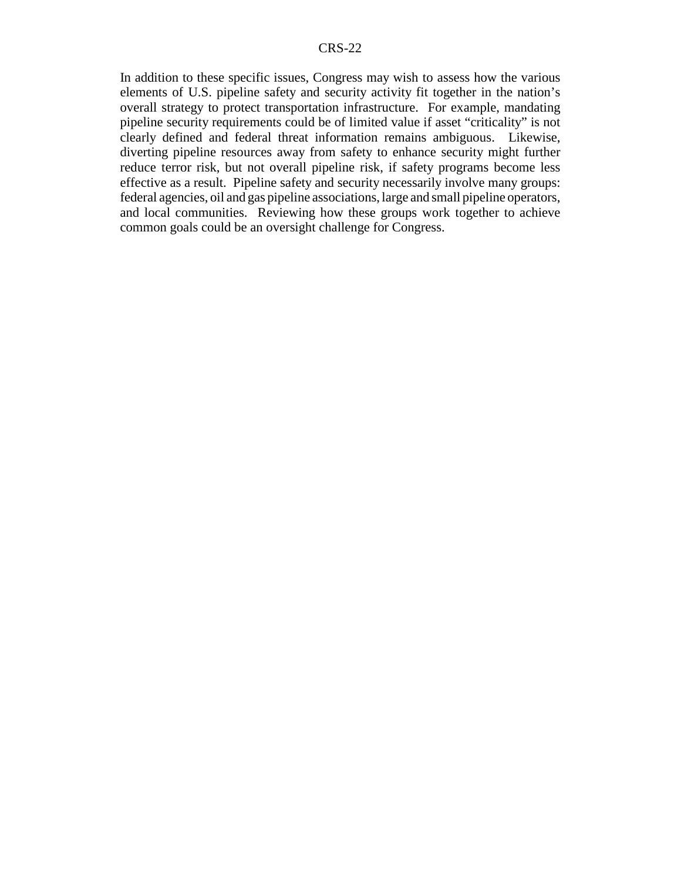In addition to these specific issues, Congress may wish to assess how the various elements of U.S. pipeline safety and security activity fit together in the nation's overall strategy to protect transportation infrastructure. For example, mandating pipeline security requirements could be of limited value if asset "criticality" is not clearly defined and federal threat information remains ambiguous. Likewise, diverting pipeline resources away from safety to enhance security might further reduce terror risk, but not overall pipeline risk, if safety programs become less effective as a result. Pipeline safety and security necessarily involve many groups: federal agencies, oil and gas pipeline associations, large and small pipeline operators, and local communities. Reviewing how these groups work together to achieve common goals could be an oversight challenge for Congress.